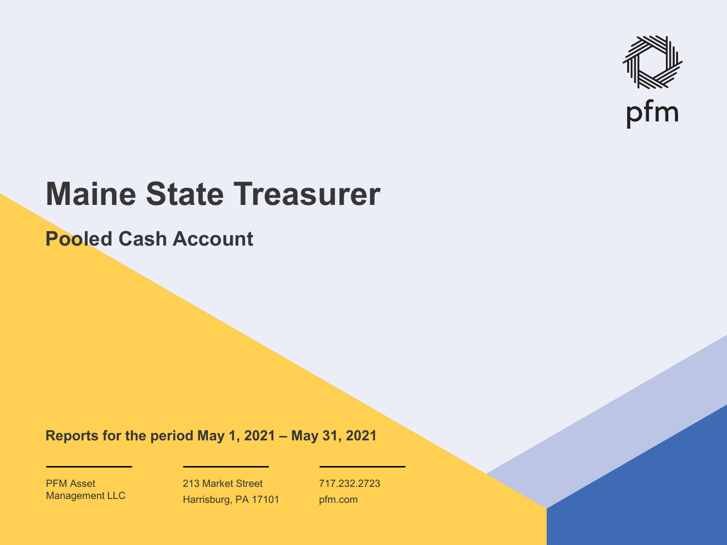pfm

# Maine State Treasurer

## Pooled Cash Account

**Reports for the period May 1, 2021 – May 31, 2021**

PFM Asset Management LLC

213 Market Street
Harrisburg, PA 17101

717.232.2723
pfm.com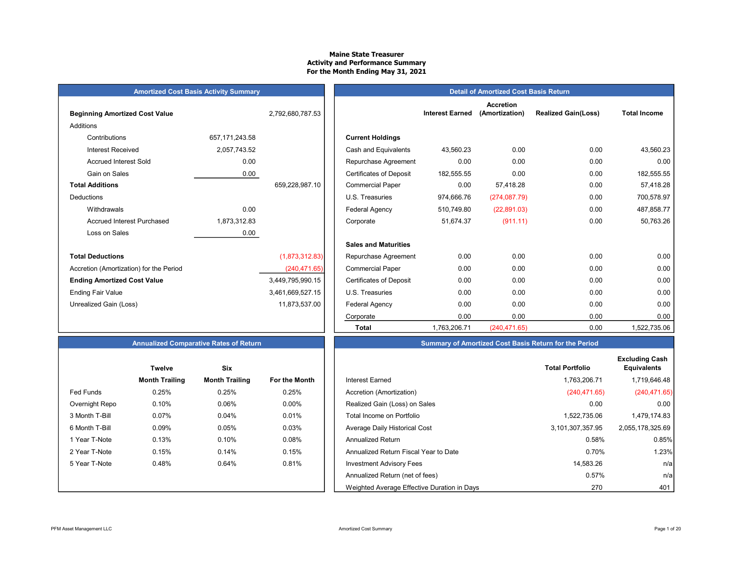# Maine State Treasurer
## Activity and Performance Summary
### For the Month Ending May 31, 2021

**Amortized Cost Basis Activity Summary**

| | | |
|---|---|---|
| **Beginning Amortized Cost Value** | | 2,792,680,787.53 |
| Additions | | |
| Contributions | 657,171,243.58 | |
| Interest Received | 2,057,743.52 | |
| Accrued Interest Sold | 0.00 | |
| Gain on Sales | 0.00 | |
| **Total Additions** | | 659,228,987.10 |
| Deductions | | |
| Withdrawals | 0.00 | |
| Accrued Interest Purchased | 1,873,312.83 | |
| Loss on Sales | 0.00 | |
| **Total Deductions** | | (1,873,312.83) |
| Accretion (Amortization) for the Period | | (240,471.65) |
| **Ending Amortized Cost Value** | | 3,449,795,990.15 |
| Ending Fair Value | | 3,461,669,527.15 |
| Unrealized Gain (Loss) | | 11,873,537.00 |

**Detail of Amortized Cost Basis Return**

| | Interest Earned | Accretion (Amortization) | Realized Gain(Loss) | Total Income |
|---|---|---|---|---|
| **Current Holdings** | | | | |
| Cash and Equivalents | 43,560.23 | 0.00 | 0.00 | 43,560.23 |
| Repurchase Agreement | 0.00 | 0.00 | 0.00 | 0.00 |
| Certificates of Deposit | 182,555.55 | 0.00 | 0.00 | 182,555.55 |
| Commercial Paper | 0.00 | 57,418.28 | 0.00 | 57,418.28 |
| U.S. Treasuries | 974,666.76 | (274,087.79) | 0.00 | 700,578.97 |
| Federal Agency | 510,749.80 | (22,891.03) | 0.00 | 487,858.77 |
| Corporate | 51,674.37 | (911.11) | 0.00 | 50,763.26 |
| **Sales and Maturities** | | | | |
| Repurchase Agreement | 0.00 | 0.00 | 0.00 | 0.00 |
| Commercial Paper | 0.00 | 0.00 | 0.00 | 0.00 |
| Certificates of Deposit | 0.00 | 0.00 | 0.00 | 0.00 |
| U.S. Treasuries | 0.00 | 0.00 | 0.00 | 0.00 |
| Federal Agency | 0.00 | 0.00 | 0.00 | 0.00 |
| Corporate | 0.00 | 0.00 | 0.00 | 0.00 |
| **Total** | 1,763,206.71 | (240,471.65) | 0.00 | 1,522,735.06 |

**Annualized Comparative Rates of Return**

| | Twelve Month Trailing | Six Month Trailing | For the Month |
|---|---|---|---|
| Fed Funds | 0.25% | 0.25% | 0.25% |
| Overnight Repo | 0.10% | 0.06% | 0.00% |
| 3 Month T-Bill | 0.07% | 0.04% | 0.01% |
| 6 Month T-Bill | 0.09% | 0.05% | 0.03% |
| 1 Year T-Note | 0.13% | 0.10% | 0.08% |
| 2 Year T-Note | 0.15% | 0.14% | 0.15% |
| 5 Year T-Note | 0.48% | 0.64% | 0.81% |

**Summary of Amortized Cost Basis Return for the Period**

| | Total Portfolio | Excluding Cash Equivalents |
|---|---|---|
| Interest Earned | 1,763,206.71 | 1,719,646.48 |
| Accretion (Amortization) | (240,471.65) | (240,471.65) |
| Realized Gain (Loss) on Sales | 0.00 | 0.00 |
| Total Income on Portfolio | 1,522,735.06 | 1,479,174.83 |
| Average Daily Historical Cost | 3,101,307,357.95 | 2,055,178,325.69 |
| Annualized Return | 0.58% | 0.85% |
| Annualized Return Fiscal Year to Date | 0.70% | 1.23% |
| Investment Advisory Fees | 14,583.26 | n/a |
| Annualized Return (net of fees) | 0.57% | n/a |
| Weighted Average Effective Duration in Days | 270 | 401 |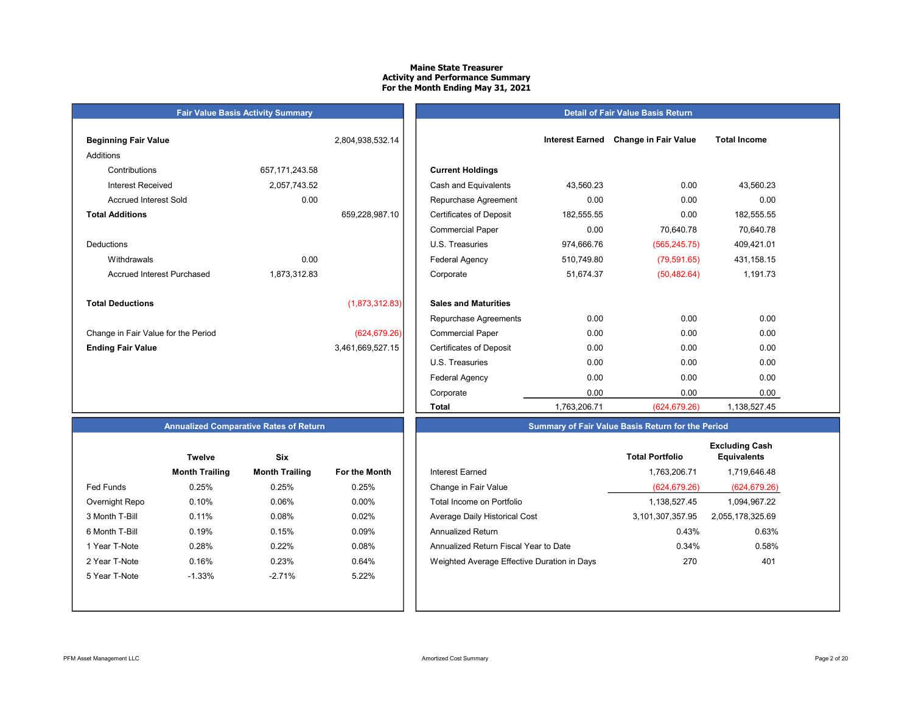# Maine State Treasurer
## Activity and Performance Summary
## For the Month Ending May 31, 2021

### Fair Value Basis Activity Summary

| | | |
|---|---|---|
| **Beginning Fair Value** | | 2,804,938,532.14 |
| Additions | | |
| Contributions | 657,171,243.58 | |
| Interest Received | 2,057,743.52 | |
| Accrued Interest Sold | 0.00 | |
| **Total Additions** | | 659,228,987.10 |
| Deductions | | |
| Withdrawals | 0.00 | |
| Accrued Interest Purchased | 1,873,312.83 | |
| **Total Deductions** | | (1,873,312.83) |
| Change in Fair Value for the Period | | (624,679.26) |
| **Ending Fair Value** | | 3,461,669,527.15 |

### Detail of Fair Value Basis Return

| | Interest Earned | Change in Fair Value | Total Income |
|---|---|---|---|
| **Current Holdings** | | | |
| Cash and Equivalents | 43,560.23 | 0.00 | 43,560.23 |
| Repurchase Agreement | 0.00 | 0.00 | 0.00 |
| Certificates of Deposit | 182,555.55 | 0.00 | 182,555.55 |
| Commercial Paper | 0.00 | 70,640.78 | 70,640.78 |
| U.S. Treasuries | 974,666.76 | (565,245.75) | 409,421.01 |
| Federal Agency | 510,749.80 | (79,591.65) | 431,158.15 |
| Corporate | 51,674.37 | (50,482.64) | 1,191.73 |
| **Sales and Maturities** | | | |
| Repurchase Agreements | 0.00 | 0.00 | 0.00 |
| Commercial Paper | 0.00 | 0.00 | 0.00 |
| Certificates of Deposit | 0.00 | 0.00 | 0.00 |
| U.S. Treasuries | 0.00 | 0.00 | 0.00 |
| Federal Agency | 0.00 | 0.00 | 0.00 |
| Corporate | 0.00 | 0.00 | 0.00 |
| **Total** | 1,763,206.71 | (624,679.26) | 1,138,527.45 |

### Annualized Comparative Rates of Return

| | Twelve Month Trailing | Six Month Trailing | For the Month |
|---|---|---|---|
| Fed Funds | 0.25% | 0.25% | 0.25% |
| Overnight Repo | 0.10% | 0.06% | 0.00% |
| 3 Month T-Bill | 0.11% | 0.08% | 0.02% |
| 6 Month T-Bill | 0.19% | 0.15% | 0.09% |
| 1 Year T-Note | 0.28% | 0.22% | 0.08% |
| 2 Year T-Note | 0.16% | 0.23% | 0.64% |
| 5 Year T-Note | -1.33% | -2.71% | 5.22% |

### Summary of Fair Value Basis Return for the Period

| | Total Portfolio | Excluding Cash Equivalents |
|---|---|---|
| Interest Earned | 1,763,206.71 | 1,719,646.48 |
| Change in Fair Value | (624,679.26) | (624,679.26) |
| Total Income on Portfolio | 1,138,527.45 | 1,094,967.22 |
| Average Daily Historical Cost | 3,101,307,357.95 | 2,055,178,325.69 |
| Annualized Return | 0.43% | 0.63% |
| Annualized Return Fiscal Year to Date | 0.34% | 0.58% |
| Weighted Average Effective Duration in Days | 270 | 401 |

PFM Asset Management LLC

Amortized Cost Summary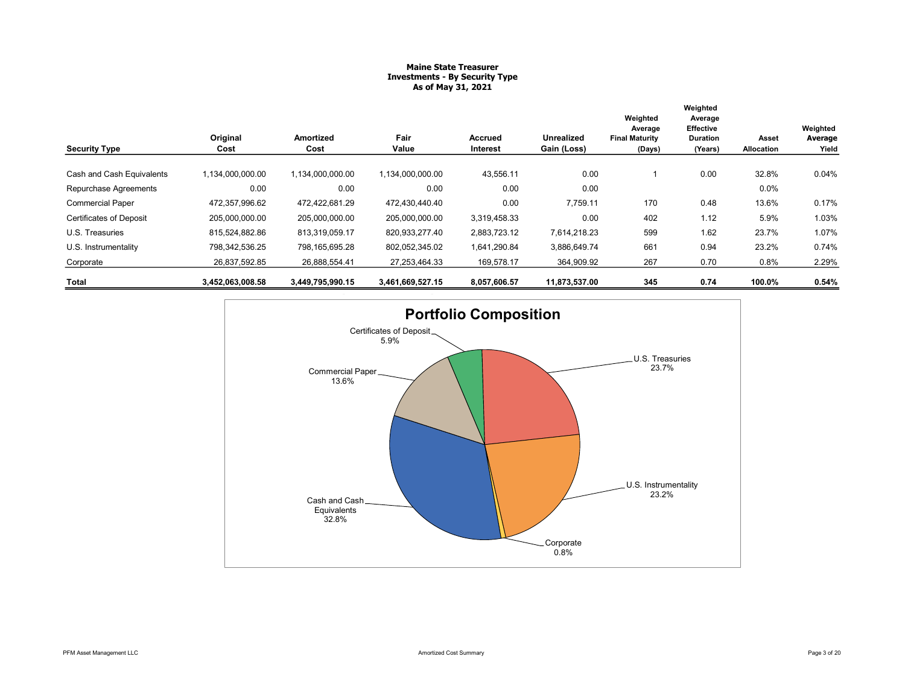**Maine State Treasurer**
**Investments - By Security Type**
**As of May 31, 2021**

| Security Type | Original Cost | Amortized Cost | Fair Value | Accrued Interest | Unrealized Gain (Loss) | Weighted Average Final Maturity (Days) | Weighted Average Effective Duration (Years) | Asset Allocation | Weighted Average Yield |
|---|---|---|---|---|---|---|---|---|---|
| Cash and Cash Equivalents | 1,134,000,000.00 | 1,134,000,000.00 | 1,134,000,000.00 | 43,556.11 | 0.00 | 1 | 0.00 | 32.8% | 0.04% |
| Repurchase Agreements | 0.00 | 0.00 | 0.00 | 0.00 | 0.00 | | | 0.0% | |
| Commercial Paper | 472,357,996.62 | 472,422,681.29 | 472,430,440.40 | 0.00 | 7,759.11 | 170 | 0.48 | 13.6% | 0.17% |
| Certificates of Deposit | 205,000,000.00 | 205,000,000.00 | 205,000,000.00 | 3,319,458.33 | 0.00 | 402 | 1.12 | 5.9% | 1.03% |
| U.S. Treasuries | 815,524,882.86 | 813,319,059.17 | 820,933,277.40 | 2,883,723.12 | 7,614,218.23 | 599 | 1.62 | 23.7% | 1.07% |
| U.S. Instrumentality | 798,342,536.25 | 798,165,695.28 | 802,052,345.02 | 1,641,290.84 | 3,886,649.74 | 661 | 0.94 | 23.2% | 0.74% |
| Corporate | 26,837,592.85 | 26,888,554.41 | 27,253,464.33 | 169,578.17 | 364,909.92 | 267 | 0.70 | 0.8% | 2.29% |
| **Total** | **3,452,063,008.58** | **3,449,795,990.15** | **3,461,669,527.15** | **8,057,606.57** | **11,873,537.00** | **345** | **0.74** | **100.0%** | **0.54%** |

**Portfolio Composition**

Certificates of Deposit 5.9%
U.S. Treasuries 23.7%
Commercial Paper 13.6%
U.S. Instrumentality 23.2%
Cash and Cash Equivalents 32.8%
Corporate 0.8%

PFM Asset Management LLC

Amortized Cost Summary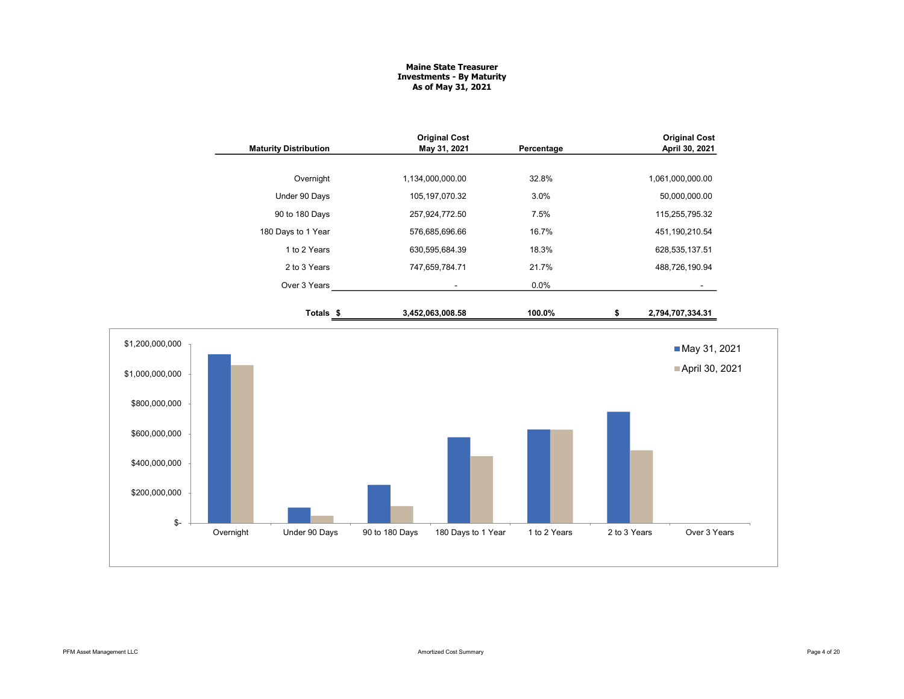**Maine State Treasurer**
**Investments - By Maturity**
**As of May 31, 2021**

| Maturity Distribution | Original Cost May 31, 2021 | Percentage | Original Cost April 30, 2021 |
|---|---|---|---|
| Overnight | 1,134,000,000.00 | 32.8% | 1,061,000,000.00 |
| Under 90 Days | 105,197,070.32 | 3.0% | 50,000,000.00 |
| 90 to 180 Days | 257,924,772.50 | 7.5% | 115,255,795.32 |
| 180 Days to 1 Year | 576,685,696.66 | 16.7% | 451,190,210.54 |
| 1 to 2 Years | 630,595,684.39 | 18.3% | 628,535,137.51 |
| 2 to 3 Years | 747,659,784.71 | 21.7% | 488,726,190.94 |
| Over 3 Years | - | 0.0% | - |
| **Totals** | **$ 3,452,063,008.58** | **100.0%** | **$ 2,794,707,334.31** |

$1,200,000,000
$1,000,000,000
$800,000,000
$600,000,000
$400,000,000
$200,000,000
$-

Overnight
Under 90 Days
90 to 180 Days
180 Days to 1 Year
1 to 2 Years
2 to 3 Years
Over 3 Years

May 31, 2021
April 30, 2021

PFM Asset Management LLC

Amortized Cost Summary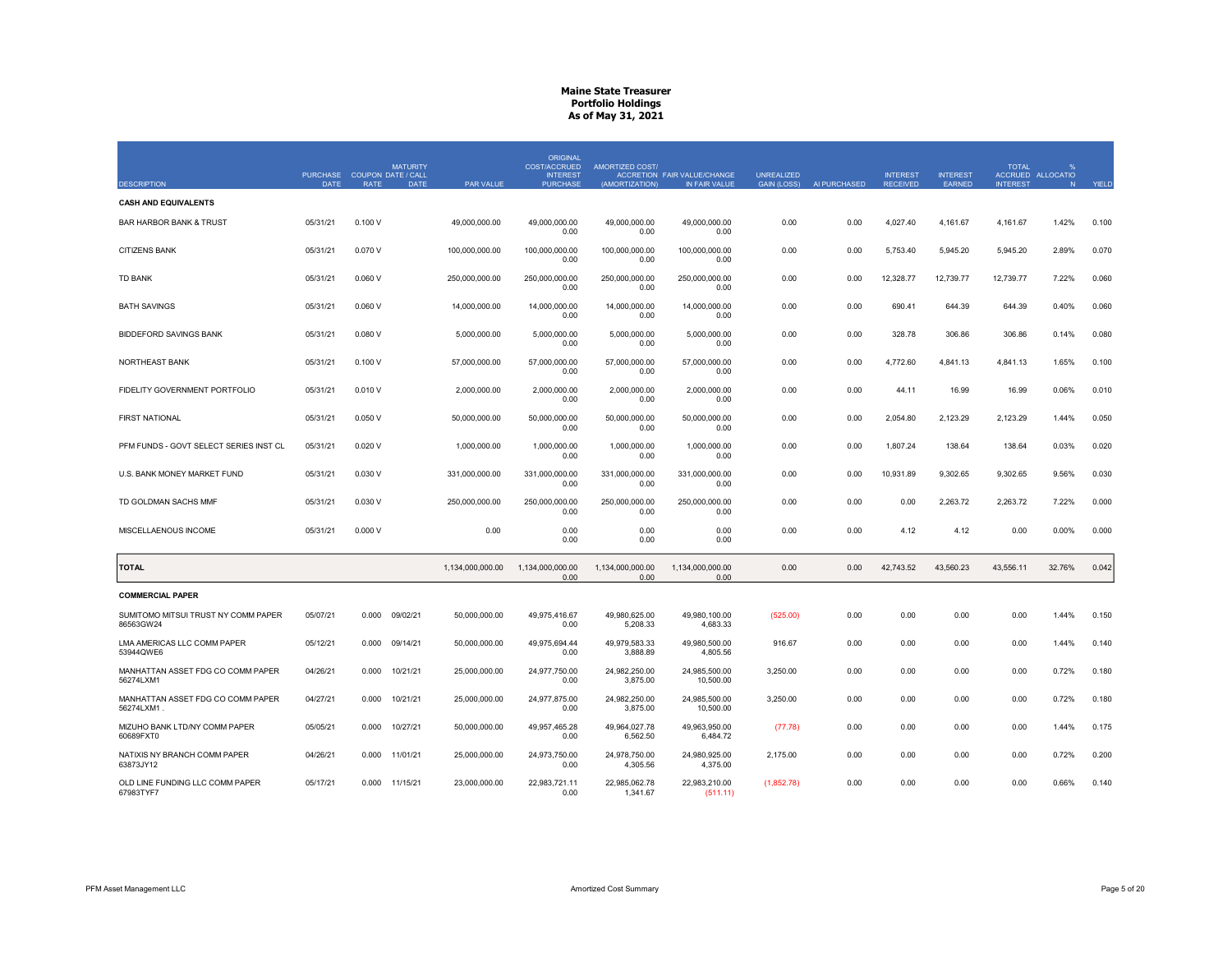# Maine State Treasurer
## Portfolio Holdings
### As of May 31, 2021

| DESCRIPTION | PURCHASE DATE | COUPON RATE | MATURITY DATE / CALL DATE | PAR VALUE | ORIGINAL COST/ACCRUED INTEREST PURCHASE | AMORTIZED COST/ ACCRETION (AMORTIZATION) | FAIR VALUE/CHANGE IN FAIR VALUE | UNREALIZED GAIN (LOSS) | AI PURCHASED | INTEREST RECEIVED | INTEREST EARNED | TOTAL ACCRUED INTEREST | % ALLOCATION | YIELD |
|---|---|---|---|---|---|---|---|---|---|---|---|---|---|---|
| **CASH AND EQUIVALENTS** | | | | | | | | | | | | | | |
| BAR HARBOR BANK & TRUST | 05/31/21 | 0.100 V | | 49,000,000.00 | 49,000,000.00<br>0.00 | 49,000,000.00<br>0.00 | 49,000,000.00<br>0.00 | 0.00 | 0.00 | 4,027.40 | 4,161.67 | 4,161.67 | 1.42% | 0.100 |
| CITIZENS BANK | 05/31/21 | 0.070 V | | 100,000,000.00 | 100,000,000.00<br>0.00 | 100,000,000.00<br>0.00 | 100,000,000.00<br>0.00 | 0.00 | 0.00 | 5,753.40 | 5,945.20 | 5,945.20 | 2.89% | 0.070 |
| TD BANK | 05/31/21 | 0.060 V | | 250,000,000.00 | 250,000,000.00<br>0.00 | 250,000,000.00<br>0.00 | 250,000,000.00<br>0.00 | 0.00 | 0.00 | 12,328.77 | 12,739.77 | 12,739.77 | 7.22% | 0.060 |
| BATH SAVINGS | 05/31/21 | 0.060 V | | 14,000,000.00 | 14,000,000.00<br>0.00 | 14,000,000.00<br>0.00 | 14,000,000.00<br>0.00 | 0.00 | 0.00 | 690.41 | 644.39 | 644.39 | 0.40% | 0.060 |
| BIDDEFORD SAVINGS BANK | 05/31/21 | 0.080 V | | 5,000,000.00 | 5,000,000.00<br>0.00 | 5,000,000.00<br>0.00 | 5,000,000.00<br>0.00 | 0.00 | 0.00 | 328.78 | 306.86 | 306.86 | 0.14% | 0.080 |
| NORTHEAST BANK | 05/31/21 | 0.100 V | | 57,000,000.00 | 57,000,000.00<br>0.00 | 57,000,000.00<br>0.00 | 57,000,000.00<br>0.00 | 0.00 | 0.00 | 4,772.60 | 4,841.13 | 4,841.13 | 1.65% | 0.100 |
| FIDELITY GOVERNMENT PORTFOLIO | 05/31/21 | 0.010 V | | 2,000,000.00 | 2,000,000.00<br>0.00 | 2,000,000.00<br>0.00 | 2,000,000.00<br>0.00 | 0.00 | 0.00 | 44.11 | 16.99 | 16.99 | 0.06% | 0.010 |
| FIRST NATIONAL | 05/31/21 | 0.050 V | | 50,000,000.00 | 50,000,000.00<br>0.00 | 50,000,000.00<br>0.00 | 50,000,000.00<br>0.00 | 0.00 | 0.00 | 2,054.80 | 2,123.29 | 2,123.29 | 1.44% | 0.050 |
| PFM FUNDS - GOVT SELECT SERIES INST CL | 05/31/21 | 0.020 V | | 1,000,000.00 | 1,000,000.00<br>0.00 | 1,000,000.00<br>0.00 | 1,000,000.00<br>0.00 | 0.00 | 0.00 | 1,807.24 | 138.64 | 138.64 | 0.03% | 0.020 |
| U.S. BANK MONEY MARKET FUND | 05/31/21 | 0.030 V | | 331,000,000.00 | 331,000,000.00<br>0.00 | 331,000,000.00<br>0.00 | 331,000,000.00<br>0.00 | 0.00 | 0.00 | 10,931.89 | 9,302.65 | 9,302.65 | 9.56% | 0.030 |
| TD GOLDMAN SACHS MMF | 05/31/21 | 0.030 V | | 250,000,000.00 | 250,000,000.00<br>0.00 | 250,000,000.00<br>0.00 | 250,000,000.00<br>0.00 | 0.00 | 0.00 | 0.00 | 2,263.72 | 2,263.72 | 7.22% | 0.000 |
| MISCELLANEOUS INCOME | 05/31/21 | 0.000 V | | 0.00 | 0.00<br>0.00 | 0.00<br>0.00 | 0.00<br>0.00 | 0.00 | 0.00 | 4.12 | 4.12 | 0.00 | 0.00% | 0.000 |
| **TOTAL** | | | | 1,134,000,000.00 | 1,134,000,000.00<br>0.00 | 1,134,000,000.00<br>0.00 | 1,134,000,000.00<br>0.00 | 0.00 | 0.00 | 42,743.52 | 43,560.23 | 43,556.11 | 32.76% | 0.042 |
| **COMMERCIAL PAPER** | | | | | | | | | | | | | | |
| SUMITOMO MITSUI TRUST NY COMM PAPER<br>86563GW24 | 05/07/21 | 0.000 | 09/02/21 | 50,000,000.00 | 49,975,416.67<br>0.00 | 49,980,625.00<br>5,208.33 | 49,980,100.00<br>4,683.33 | (525.00) | 0.00 | 0.00 | 0.00 | 0.00 | 1.44% | 0.150 |
| LMA AMERICAS LLC COMM PAPER<br>53944QWE6 | 05/12/21 | 0.000 | 09/14/21 | 50,000,000.00 | 49,975,694.44<br>0.00 | 49,979,583.33<br>3,888.89 | 49,980,500.00<br>4,805.56 | 916.67 | 0.00 | 0.00 | 0.00 | 0.00 | 1.44% | 0.140 |
| MANHATTAN ASSET FDG CO COMM PAPER<br>56274LXM1 | 04/26/21 | 0.000 | 10/21/21 | 25,000,000.00 | 24,977,750.00<br>0.00 | 24,982,250.00<br>3,875.00 | 24,985,500.00<br>10,500.00 | 3,250.00 | 0.00 | 0.00 | 0.00 | 0.00 | 0.72% | 0.180 |
| MANHATTAN ASSET FDG CO COMM PAPER<br>56274LXM1 . | 04/27/21 | 0.000 | 10/21/21 | 25,000,000.00 | 24,977,875.00<br>0.00 | 24,982,250.00<br>3,875.00 | 24,985,500.00<br>10,500.00 | 3,250.00 | 0.00 | 0.00 | 0.00 | 0.00 | 0.72% | 0.180 |
| MIZUHO BANK LTD/NY COMM PAPER<br>60689FXT0 | 05/05/21 | 0.000 | 10/27/21 | 50,000,000.00 | 49,957,465.28<br>0.00 | 49,964,027.78<br>6,562.50 | 49,963,950.00<br>6,484.72 | (77.78) | 0.00 | 0.00 | 0.00 | 0.00 | 1.44% | 0.175 |
| NATIXIS NY BRANCH COMM PAPER<br>63873JY12 | 04/26/21 | 0.000 | 11/01/21 | 25,000,000.00 | 24,973,750.00<br>0.00 | 24,978,750.00<br>4,305.56 | 24,980,925.00<br>4,375.00 | 2,175.00 | 0.00 | 0.00 | 0.00 | 0.00 | 0.72% | 0.200 |
| OLD LINE FUNDING LLC COMM PAPER<br>67983TYF7 | 05/17/21 | 0.000 | 11/15/21 | 23,000,000.00 | 22,983,721.11<br>0.00 | 22,985,062.78<br>1,341.67 | 22,983,210.00<br>(511.11) | (1,852.78) | 0.00 | 0.00 | 0.00 | 0.00 | 0.66% | 0.140 |

PFM Asset Management LLC — Amortized Cost Summary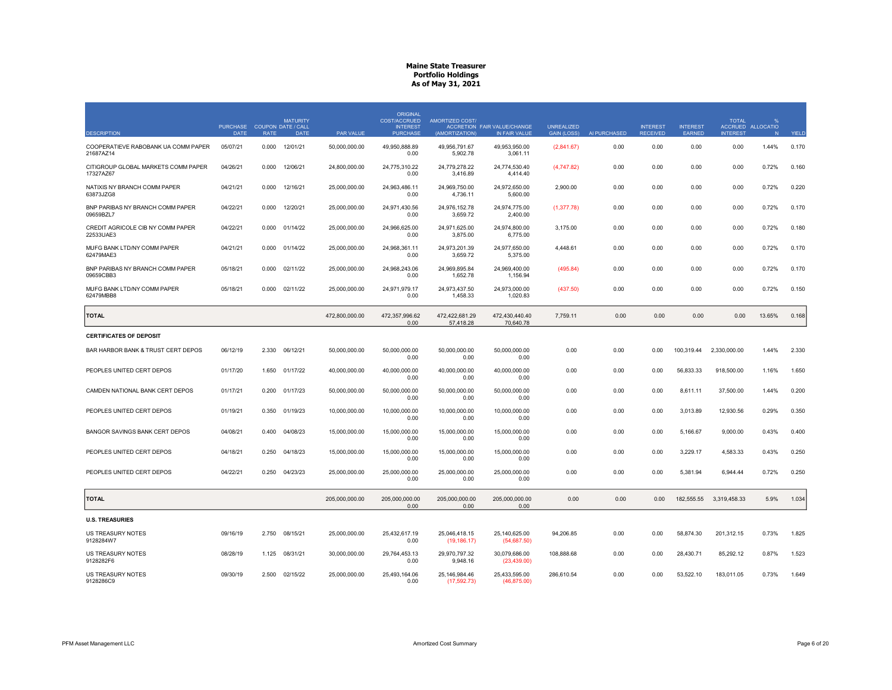# Maine State Treasurer
## Portfolio Holdings
### As of May 31, 2021

| DESCRIPTION | PURCHASE DATE | COUPON RATE | MATURITY DATE / CALL DATE | PAR VALUE | ORIGINAL COST/ACCRUED INTEREST PURCHASE | AMORTIZED COST/ ACCRETION (AMORTIZATION) | FAIR VALUE/CHANGE IN FAIR VALUE | UNREALIZED GAIN (LOSS) | AI PURCHASED | INTEREST RECEIVED | INTEREST EARNED | TOTAL ACCRUED INTEREST | % ALLOCATION | YIELD |
|---|---|---|---|---|---|---|---|---|---|---|---|---|---|---|
| COOPERATIEVE RABOBANK UA COMM PAPER 21687AZ14 | 05/07/21 | 0.000 | 12/01/21 | 50,000,000.00 | 49,950,888.89 / 0.00 | 49,956,791.67 / 5,902.78 | 49,953,950.00 / 3,061.11 | (2,841.67) | 0.00 | 0.00 | 0.00 | 0.00 | 1.44% | 0.170 |
| CITIGROUP GLOBAL MARKETS COMM PAPER 17327AZ67 | 04/26/21 | 0.000 | 12/06/21 | 24,800,000.00 | 24,775,310.22 / 0.00 | 24,779,278.22 / 3,416.89 | 24,774,530.40 / 4,414.40 | (4,747.82) | 0.00 | 0.00 | 0.00 | 0.00 | 0.72% | 0.160 |
| NATIXIS NY BRANCH COMM PAPER 63873JZG8 | 04/21/21 | 0.000 | 12/16/21 | 25,000,000.00 | 24,963,486.11 / 0.00 | 24,969,750.00 / 4,736.11 | 24,972,650.00 / 5,600.00 | 2,900.00 | 0.00 | 0.00 | 0.00 | 0.00 | 0.72% | 0.220 |
| BNP PARIBAS NY BRANCH COMM PAPER 09659BZL7 | 04/22/21 | 0.000 | 12/20/21 | 25,000,000.00 | 24,971,430.56 / 0.00 | 24,976,152.78 / 3,659.72 | 24,974,775.00 / 2,400.00 | (1,377.78) | 0.00 | 0.00 | 0.00 | 0.00 | 0.72% | 0.170 |
| CREDIT AGRICOLE CIB NY COMM PAPER 22533UAE3 | 04/22/21 | 0.000 | 01/14/22 | 25,000,000.00 | 24,966,625.00 / 0.00 | 24,971,625.00 / 3,875.00 | 24,974,800.00 / 6,775.00 | 3,175.00 | 0.00 | 0.00 | 0.00 | 0.00 | 0.72% | 0.180 |
| MUFG BANK LTD/NY COMM PAPER 62479MAE3 | 04/21/21 | 0.000 | 01/14/22 | 25,000,000.00 | 24,968,361.11 / 0.00 | 24,973,201.39 / 3,659.72 | 24,977,650.00 / 5,375.00 | 4,448.61 | 0.00 | 0.00 | 0.00 | 0.00 | 0.72% | 0.170 |
| BNP PARIBAS NY BRANCH COMM PAPER 09659CBB3 | 05/18/21 | 0.000 | 02/11/22 | 25,000,000.00 | 24,968,243.06 / 0.00 | 24,969,895.84 / 1,652.78 | 24,969,400.00 / 1,156.94 | (495.84) | 0.00 | 0.00 | 0.00 | 0.00 | 0.72% | 0.170 |
| MUFG BANK LTD/NY COMM PAPER 62479MBB8 | 05/18/21 | 0.000 | 02/11/22 | 25,000,000.00 | 24,971,979.17 / 0.00 | 24,973,437.50 / 1,458.33 | 24,973,000.00 / 1,020.83 | (437.50) | 0.00 | 0.00 | 0.00 | 0.00 | 0.72% | 0.150 |
| **TOTAL** | | | | 472,800,000.00 | 472,357,996.62 / 0.00 | 472,422,681.29 / 57,418.28 | 472,430,440.40 / 70,640.78 | 7,759.11 | 0.00 | 0.00 | 0.00 | 0.00 | 13.65% | 0.168 |
| **CERTIFICATES OF DEPOSIT** | | | | | | | | | | | | | | |
| BAR HARBOR BANK & TRUST CERT DEPOS | 06/12/19 | 2.330 | 06/12/21 | 50,000,000.00 | 50,000,000.00 / 0.00 | 50,000,000.00 / 0.00 | 50,000,000.00 / 0.00 | 0.00 | 0.00 | 0.00 | 100,319.44 | 2,330,000.00 | 1.44% | 2.330 |
| PEOPLES UNITED CERT DEPOS | 01/17/20 | 1.650 | 01/17/22 | 40,000,000.00 | 40,000,000.00 / 0.00 | 40,000,000.00 / 0.00 | 40,000,000.00 / 0.00 | 0.00 | 0.00 | 0.00 | 56,833.33 | 918,500.00 | 1.16% | 1.650 |
| CAMDEN NATIONAL BANK CERT DEPOS | 01/17/21 | 0.200 | 01/17/23 | 50,000,000.00 | 50,000,000.00 / 0.00 | 50,000,000.00 / 0.00 | 50,000,000.00 / 0.00 | 0.00 | 0.00 | 0.00 | 8,611.11 | 37,500.00 | 1.44% | 0.200 |
| PEOPLES UNITED CERT DEPOS | 01/19/21 | 0.350 | 01/19/23 | 10,000,000.00 | 10,000,000.00 / 0.00 | 10,000,000.00 / 0.00 | 10,000,000.00 / 0.00 | 0.00 | 0.00 | 0.00 | 3,013.89 | 12,930.56 | 0.29% | 0.350 |
| BANGOR SAVINGS BANK CERT DEPOS | 04/08/21 | 0.400 | 04/08/23 | 15,000,000.00 | 15,000,000.00 / 0.00 | 15,000,000.00 / 0.00 | 15,000,000.00 / 0.00 | 0.00 | 0.00 | 0.00 | 5,166.67 | 9,000.00 | 0.43% | 0.400 |
| PEOPLES UNITED CERT DEPOS | 04/18/21 | 0.250 | 04/18/23 | 15,000,000.00 | 15,000,000.00 / 0.00 | 15,000,000.00 / 0.00 | 15,000,000.00 / 0.00 | 0.00 | 0.00 | 0.00 | 3,229.17 | 4,583.33 | 0.43% | 0.250 |
| PEOPLES UNITED CERT DEPOS | 04/22/21 | 0.250 | 04/23/23 | 25,000,000.00 | 25,000,000.00 / 0.00 | 25,000,000.00 / 0.00 | 25,000,000.00 / 0.00 | 0.00 | 0.00 | 0.00 | 5,381.94 | 6,944.44 | 0.72% | 0.250 |
| **TOTAL** | | | | 205,000,000.00 | 205,000,000.00 / 0.00 | 205,000,000.00 / 0.00 | 205,000,000.00 / 0.00 | 0.00 | 0.00 | 0.00 | 182,555.55 | 3,319,458.33 | 5.9% | 1.034 |
| **U.S. TREASURIES** | | | | | | | | | | | | | | |
| US TREASURY NOTES 9128284W7 | 09/16/19 | 2.750 | 08/15/21 | 25,000,000.00 | 25,432,617.19 / 0.00 | 25,046,418.15 / (19,186.17) | 25,140,625.00 / (54,687.50) | 94,206.85 | 0.00 | 0.00 | 58,874.30 | 201,312.15 | 0.73% | 1.825 |
| US TREASURY NOTES 9128282F6 | 08/28/19 | 1.125 | 08/31/21 | 30,000,000.00 | 29,764,453.13 / 0.00 | 29,970,797.32 / 9,948.16 | 30,079,686.00 / (23,439.00) | 108,888.68 | 0.00 | 0.00 | 28,430.71 | 85,292.12 | 0.87% | 1.523 |
| US TREASURY NOTES 9128286C9 | 09/30/19 | 2.500 | 02/15/22 | 25,000,000.00 | 25,493,164.06 / 0.00 | 25,146,984.46 / (17,592.73) | 25,433,595.00 / (46,875.00) | 286,610.54 | 0.00 | 0.00 | 53,522.10 | 183,011.05 | 0.73% | 1.649 |

PFM Asset Management LLC — Amortized Cost Summary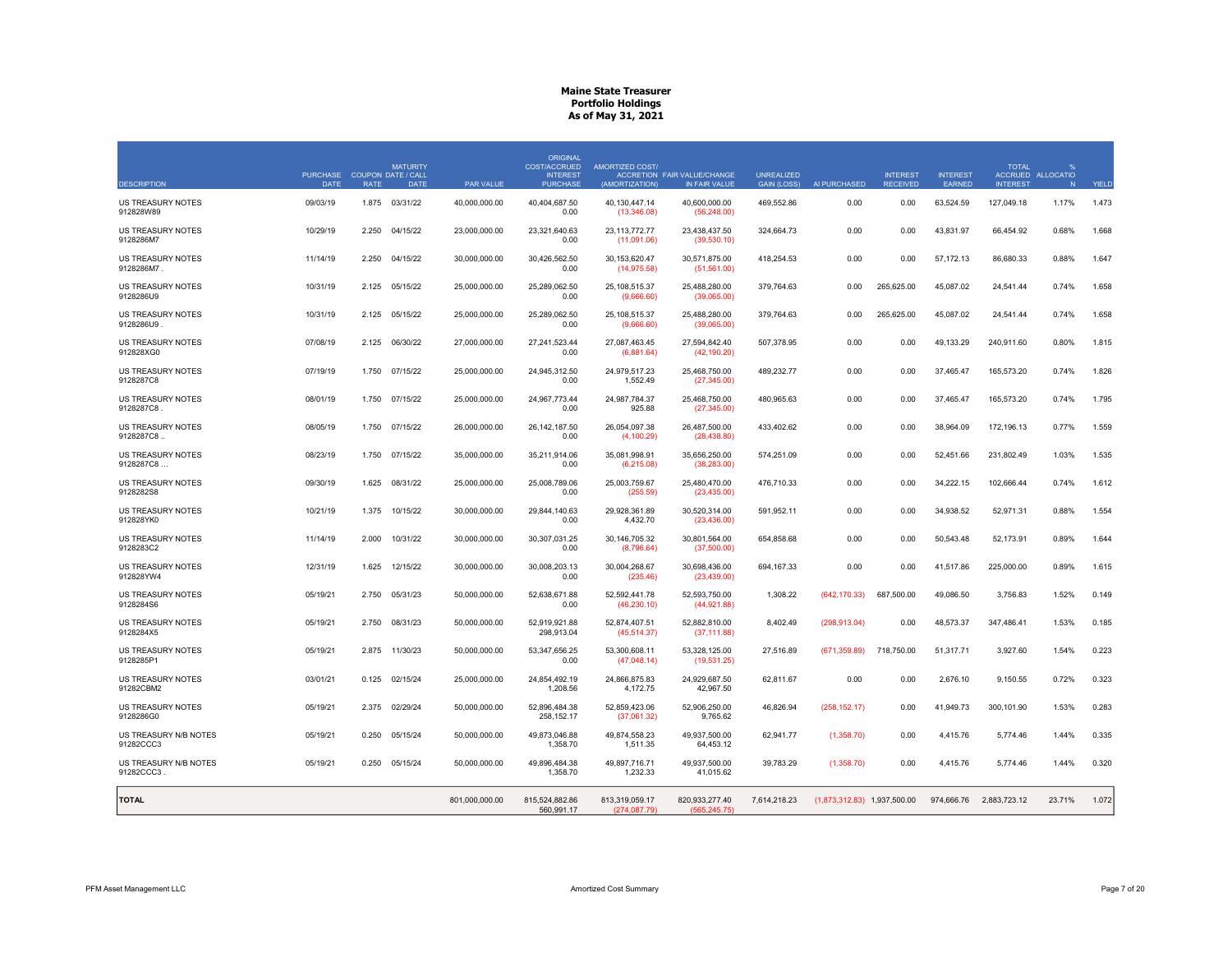# Maine State Treasurer
## Portfolio Holdings
### As of May 31, 2021

| DESCRIPTION | PURCHASE DATE | COUPON RATE | MATURITY DATE / CALL DATE | PAR VALUE | ORIGINAL COST/ACCRUED INTEREST PURCHASE | AMORTIZED COST/ ACCRETION (AMORTIZATION) | FAIR VALUE/CHANGE IN FAIR VALUE | UNREALIZED GAIN (LOSS) | AI PURCHASED | INTEREST RECEIVED | INTEREST EARNED | TOTAL ACCRUED INTEREST | % ALLOCATION | YIELD |
|---|---|---|---|---|---|---|---|---|---|---|---|---|---|---|
| US TREASURY NOTES 912828W89 | 09/03/19 | 1.875 | 03/31/22 | 40,000,000.00 | 40,404,687.50<br>0.00 | 40,130,447.14<br>(13,346.08) | 40,600,000.00<br>(56,248.00) | 469,552.86 | 0.00 | 0.00 | 63,524.59 | 127,049.18 | 1.17% | 1.473 |
| US TREASURY NOTES 9128286M7 | 10/29/19 | 2.250 | 04/15/22 | 23,000,000.00 | 23,321,640.63<br>0.00 | 23,113,772.77<br>(11,091.06) | 23,438,437.50<br>(39,530.10) | 324,664.73 | 0.00 | 0.00 | 43,831.97 | 66,454.92 | 0.68% | 1.668 |
| US TREASURY NOTES 9128286M7 . | 11/14/19 | 2.250 | 04/15/22 | 30,000,000.00 | 30,426,562.50<br>0.00 | 30,153,620.47<br>(14,975.58) | 30,571,875.00<br>(51,561.00) | 418,254.53 | 0.00 | 0.00 | 57,172.13 | 86,680.33 | 0.88% | 1.647 |
| US TREASURY NOTES 9128286U9 | 10/31/19 | 2.125 | 05/15/22 | 25,000,000.00 | 25,289,062.50<br>0.00 | 25,108,515.37<br>(9,666.60) | 25,488,280.00<br>(39,065.00) | 379,764.63 | 0.00 | 265,625.00 | 45,087.02 | 24,541.44 | 0.74% | 1.658 |
| US TREASURY NOTES 9128286U9 . | 10/31/19 | 2.125 | 05/15/22 | 25,000,000.00 | 25,289,062.50<br>0.00 | 25,108,515.37<br>(9,666.60) | 25,488,280.00<br>(39,065.00) | 379,764.63 | 0.00 | 265,625.00 | 45,087.02 | 24,541.44 | 0.74% | 1.658 |
| US TREASURY NOTES 912828XG0 | 07/08/19 | 2.125 | 06/30/22 | 27,000,000.00 | 27,241,523.44<br>0.00 | 27,087,463.45<br>(6,881.64) | 27,594,842.40<br>(42,190.20) | 507,378.95 | 0.00 | 0.00 | 49,133.29 | 240,911.60 | 0.80% | 1.815 |
| US TREASURY NOTES 9128287C8 | 07/19/19 | 1.750 | 07/15/22 | 25,000,000.00 | 24,945,312.50<br>0.00 | 24,979,517.23<br>1,552.49 | 25,468,750.00<br>(27,345.00) | 489,232.77 | 0.00 | 0.00 | 37,465.47 | 165,573.20 | 0.74% | 1.826 |
| US TREASURY NOTES 9128287C8 . | 08/01/19 | 1.750 | 07/15/22 | 25,000,000.00 | 24,967,773.44<br>0.00 | 24,987,784.37<br>925.88 | 25,468,750.00<br>(27,345.00) | 480,965.63 | 0.00 | 0.00 | 37,465.47 | 165,573.20 | 0.74% | 1.795 |
| US TREASURY NOTES 9128287C8 .. | 08/05/19 | 1.750 | 07/15/22 | 26,000,000.00 | 26,142,187.50<br>0.00 | 26,054,097.38<br>(4,100.29) | 26,487,500.00<br>(28,438.80) | 433,402.62 | 0.00 | 0.00 | 38,964.09 | 172,196.13 | 0.77% | 1.559 |
| US TREASURY NOTES 9128287C8 ... | 08/23/19 | 1.750 | 07/15/22 | 35,000,000.00 | 35,211,914.06<br>0.00 | 35,081,998.91<br>(6,215.08) | 35,656,250.00<br>(38,283.00) | 574,251.09 | 0.00 | 0.00 | 52,451.66 | 231,802.49 | 1.03% | 1.535 |
| US TREASURY NOTES 9128282S8 | 09/30/19 | 1.625 | 08/31/22 | 25,000,000.00 | 25,008,789.06<br>0.00 | 25,003,759.67<br>(255.59) | 25,480,470.00<br>(23,435.00) | 476,710.33 | 0.00 | 0.00 | 34,222.15 | 102,666.44 | 0.74% | 1.612 |
| US TREASURY NOTES 912828YK0 | 10/21/19 | 1.375 | 10/15/22 | 30,000,000.00 | 29,844,140.63<br>0.00 | 29,928,361.89<br>4,432.70 | 30,520,314.00<br>(23,436.00) | 591,952.11 | 0.00 | 0.00 | 34,938.52 | 52,971.31 | 0.88% | 1.554 |
| US TREASURY NOTES 9128283C2 | 11/14/19 | 2.000 | 10/31/22 | 30,000,000.00 | 30,307,031.25<br>0.00 | 30,146,705.32<br>(8,796.64) | 30,801,564.00<br>(37,500.00) | 654,858.68 | 0.00 | 0.00 | 50,543.48 | 52,173.91 | 0.89% | 1.644 |
| US TREASURY NOTES 912828YW4 | 12/31/19 | 1.625 | 12/15/22 | 30,000,000.00 | 30,008,203.13<br>0.00 | 30,004,268.67<br>(235.46) | 30,698,436.00<br>(23,439.00) | 694,167.33 | 0.00 | 0.00 | 41,517.86 | 225,000.00 | 0.89% | 1.615 |
| US TREASURY NOTES 9128284S6 | 05/19/21 | 2.750 | 05/31/23 | 50,000,000.00 | 52,638,671.88<br>0.00 | 52,592,441.78<br>(46,230.10) | 52,593,750.00<br>(44,921.88) | 1,308.22 | (642,170.33) | 687,500.00 | 49,086.50 | 3,756.83 | 1.52% | 0.149 |
| US TREASURY NOTES 9128284X5 | 05/19/21 | 2.750 | 08/31/23 | 50,000,000.00 | 52,919,921.88<br>298,913.04 | 52,874,407.51<br>(45,514.37) | 52,882,810.00<br>(37,111.88) | 8,402.49 | (298,913.04) | 0.00 | 48,573.37 | 347,486.41 | 1.53% | 0.185 |
| US TREASURY NOTES 9128285P1 | 05/19/21 | 2.875 | 11/30/23 | 50,000,000.00 | 53,347,656.25<br>0.00 | 53,300,608.11<br>(47,048.14) | 53,328,125.00<br>(19,531.25) | 27,516.89 | (671,359.89) | 718,750.00 | 51,317.71 | 3,927.60 | 1.54% | 0.223 |
| US TREASURY NOTES 91282CBM2 | 03/01/21 | 0.125 | 02/15/24 | 25,000,000.00 | 24,854,492.19<br>1,208.56 | 24,866,875.83<br>4,172.75 | 24,929,687.50<br>42,967.50 | 62,811.67 | 0.00 | 0.00 | 2,676.10 | 9,150.55 | 0.72% | 0.323 |
| US TREASURY NOTES 9128286G0 | 05/19/21 | 2.375 | 02/29/24 | 50,000,000.00 | 52,896,484.38<br>258,152.17 | 52,859,423.06<br>(37,061.32) | 52,906,250.00<br>9,765.62 | 46,826.94 | (258,152.17) | 0.00 | 41,949.73 | 300,101.90 | 1.53% | 0.283 |
| US TREASURY N/B NOTES 91282CCC3 | 05/19/21 | 0.250 | 05/15/24 | 50,000,000.00 | 49,873,046.88<br>1,358.70 | 49,874,558.23<br>1,511.35 | 49,937,500.00<br>64,453.12 | 62,941.77 | (1,358.70) | 0.00 | 4,415.76 | 5,774.46 | 1.44% | 0.335 |
| US TREASURY N/B NOTES 91282CCC3 . | 05/19/21 | 0.250 | 05/15/24 | 50,000,000.00 | 49,896,484.38<br>1,358.70 | 49,897,716.71<br>1,232.33 | 49,937,500.00<br>41,015.62 | 39,783.29 | (1,358.70) | 0.00 | 4,415.76 | 5,774.46 | 1.44% | 0.320 |
| **TOTAL** | | | | 801,000,000.00 | 815,524,882.86<br>560,991.17 | 813,319,059.17<br>(274,087.79) | 820,933,277.40<br>(565,245.75) | 7,614,218.23 | (1,873,312.83) | 1,937,500.00 | 974,666.76 | 2,883,723.12 | 23.71% | 1.072 |

PFM Asset Management LLC

Amortized Cost Summary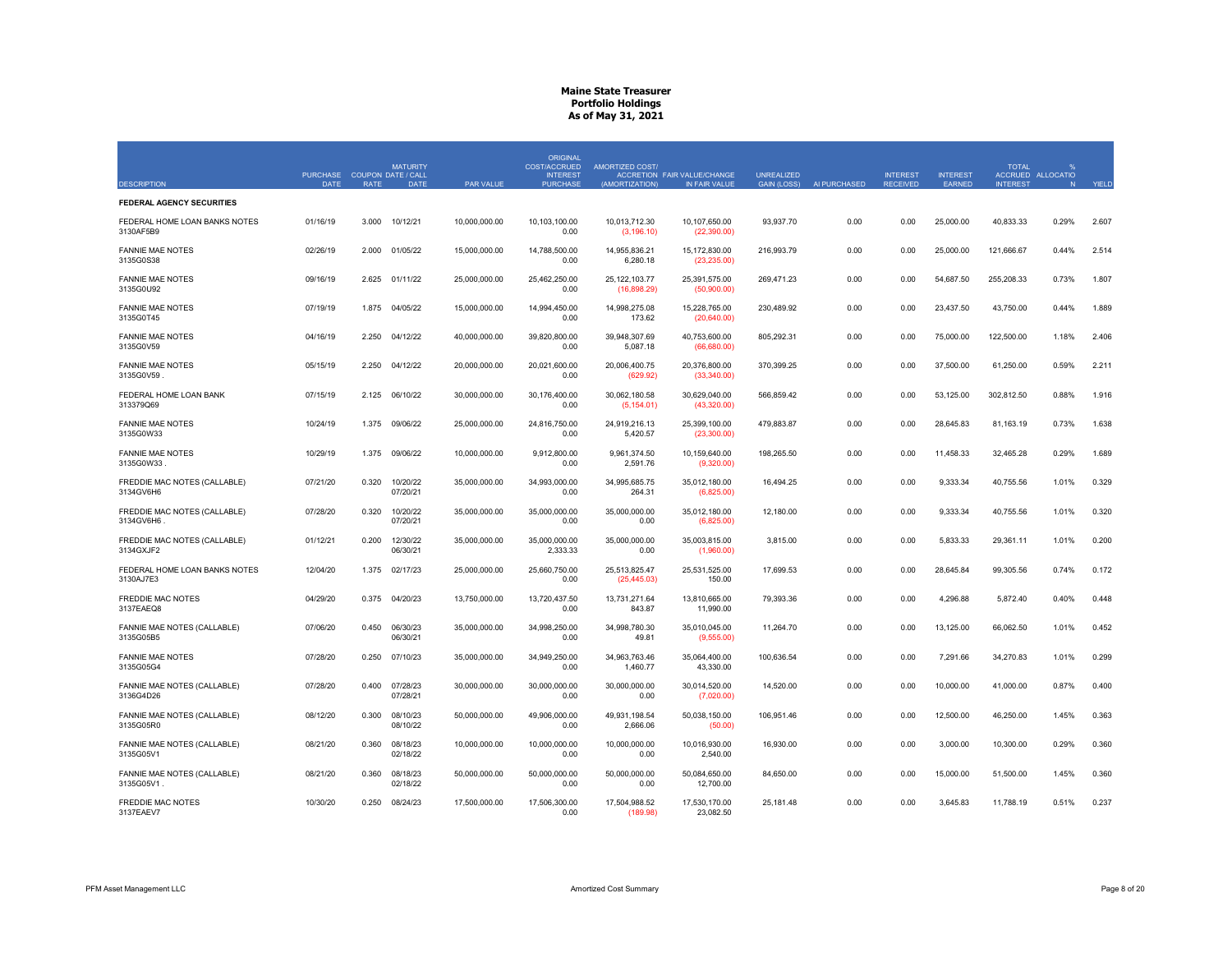# Maine State Treasurer
## Portfolio Holdings
### As of May 31, 2021

| DESCRIPTION | PURCHASE DATE | COUPON RATE | MATURITY DATE / CALL DATE | PAR VALUE | ORIGINAL COST/ACCRUED INTEREST PURCHASE | AMORTIZED COST/ ACCRETION (AMORTIZATION) | FAIR VALUE/CHANGE IN FAIR VALUE | UNREALIZED GAIN (LOSS) | AI PURCHASED | INTEREST RECEIVED | INTEREST EARNED | TOTAL ACCRUED INTEREST | % ALLOCATION | YIELD |
|---|---|---|---|---|---|---|---|---|---|---|---|---|---|---|
| **FEDERAL AGENCY SECURITIES** | | | | | | | | | | | | | | |
| FEDERAL HOME LOAN BANKS NOTES 3130AF5B9 | 01/16/19 | 3.000 | 10/12/21 | 10,000,000.00 | 10,103,100.00 0.00 | 10,013,712.30 (3,196.10) | 10,107,650.00 (22,390.00) | 93,937.70 | 0.00 | 0.00 | 25,000.00 | 40,833.33 | 0.29% | 2.607 |
| FANNIE MAE NOTES 3135G0S38 | 02/26/19 | 2.000 | 01/05/22 | 15,000,000.00 | 14,788,500.00 0.00 | 14,955,836.21 6,280.18 | 15,172,830.00 (23,235.00) | 216,993.79 | 0.00 | 0.00 | 25,000.00 | 121,666.67 | 0.44% | 2.514 |
| FANNIE MAE NOTES 3135G0U92 | 09/16/19 | 2.625 | 01/11/22 | 25,000,000.00 | 25,462,250.00 0.00 | 25,122,103.77 (16,898.29) | 25,391,575.00 (50,900.00) | 269,471.23 | 0.00 | 0.00 | 54,687.50 | 255,208.33 | 0.73% | 1.807 |
| FANNIE MAE NOTES 3135G0T45 | 07/19/19 | 1.875 | 04/05/22 | 15,000,000.00 | 14,994,450.00 0.00 | 14,998,275.08 173.62 | 15,228,765.00 (20,640.00) | 230,489.92 | 0.00 | 0.00 | 23,437.50 | 43,750.00 | 0.44% | 1.889 |
| FANNIE MAE NOTES 3135G0V59 | 04/16/19 | 2.250 | 04/12/22 | 40,000,000.00 | 39,820,800.00 0.00 | 39,948,307.69 5,087.18 | 40,753,600.00 (66,680.00) | 805,292.31 | 0.00 | 0.00 | 75,000.00 | 122,500.00 | 1.18% | 2.406 |
| FANNIE MAE NOTES 3135G0V59 . | 05/15/19 | 2.250 | 04/12/22 | 20,000,000.00 | 20,021,600.00 0.00 | 20,006,400.75 (629.92) | 20,376,800.00 (33,340.00) | 370,399.25 | 0.00 | 0.00 | 37,500.00 | 61,250.00 | 0.59% | 2.211 |
| FEDERAL HOME LOAN BANK 313379Q69 | 07/15/19 | 2.125 | 06/10/22 | 30,000,000.00 | 30,176,400.00 0.00 | 30,062,180.58 (5,154.01) | 30,629,040.00 (43,320.00) | 566,859.42 | 0.00 | 0.00 | 53,125.00 | 302,812.50 | 0.88% | 1.916 |
| FANNIE MAE NOTES 3135G0W33 | 10/24/19 | 1.375 | 09/06/22 | 25,000,000.00 | 24,816,750.00 0.00 | 24,919,216.13 5,420.57 | 25,399,100.00 (23,300.00) | 479,883.87 | 0.00 | 0.00 | 28,645.83 | 81,163.19 | 0.73% | 1.638 |
| FANNIE MAE NOTES 3135G0W33 . | 10/29/19 | 1.375 | 09/06/22 | 10,000,000.00 | 9,912,800.00 0.00 | 9,961,374.50 2,591.76 | 10,159,640.00 (9,320.00) | 198,265.50 | 0.00 | 0.00 | 11,458.33 | 32,465.28 | 0.29% | 1.689 |
| FREDDIE MAC NOTES (CALLABLE) 3134GV6H6 | 07/21/20 | 0.320 | 10/20/22 07/20/21 | 35,000,000.00 | 34,993,000.00 0.00 | 34,995,685.75 264.31 | 35,012,180.00 (6,825.00) | 16,494.25 | 0.00 | 0.00 | 9,333.34 | 40,755.56 | 1.01% | 0.329 |
| FREDDIE MAC NOTES (CALLABLE) 3134GV6H6 . | 07/28/20 | 0.320 | 10/20/22 07/20/21 | 35,000,000.00 | 35,000,000.00 0.00 | 35,000,000.00 0.00 | 35,012,180.00 (6,825.00) | 12,180.00 | 0.00 | 0.00 | 9,333.34 | 40,755.56 | 1.01% | 0.320 |
| FREDDIE MAC NOTES (CALLABLE) 3134GXJF2 | 01/12/21 | 0.200 | 12/30/22 06/30/21 | 35,000,000.00 | 35,000,000.00 2,333.33 | 35,000,000.00 0.00 | 35,003,815.00 (1,960.00) | 3,815.00 | 0.00 | 0.00 | 5,833.33 | 29,361.11 | 1.01% | 0.200 |
| FEDERAL HOME LOAN BANKS NOTES 3130AJ7E3 | 12/04/20 | 1.375 | 02/17/23 | 25,000,000.00 | 25,660,750.00 0.00 | 25,513,825.47 (25,445.03) | 25,531,525.00 150.00 | 17,699.53 | 0.00 | 0.00 | 28,645.84 | 99,305.56 | 0.74% | 0.172 |
| FREDDIE MAC NOTES 3137EAEQ8 | 04/29/20 | 0.375 | 04/20/23 | 13,750,000.00 | 13,720,437.50 0.00 | 13,731,271.64 843.87 | 13,810,665.00 11,990.00 | 79,393.36 | 0.00 | 0.00 | 4,296.88 | 5,872.40 | 0.40% | 0.448 |
| FANNIE MAE NOTES (CALLABLE) 3135G05B5 | 07/06/20 | 0.450 | 06/30/23 06/30/21 | 35,000,000.00 | 34,998,250.00 0.00 | 34,998,780.30 49.81 | 35,010,045.00 (9,555.00) | 11,264.70 | 0.00 | 0.00 | 13,125.00 | 66,062.50 | 1.01% | 0.452 |
| FANNIE MAE NOTES 3135G05G4 | 07/28/20 | 0.250 | 07/10/23 | 35,000,000.00 | 34,949,250.00 0.00 | 34,963,763.46 1,460.77 | 35,064,400.00 43,330.00 | 100,636.54 | 0.00 | 0.00 | 7,291.66 | 34,270.83 | 1.01% | 0.299 |
| FANNIE MAE NOTES (CALLABLE) 3136G4D26 | 07/28/20 | 0.400 | 07/28/23 07/28/21 | 30,000,000.00 | 30,000,000.00 0.00 | 30,000,000.00 0.00 | 30,014,520.00 (7,020.00) | 14,520.00 | 0.00 | 0.00 | 10,000.00 | 41,000.00 | 0.87% | 0.400 |
| FANNIE MAE NOTES (CALLABLE) 3135G05R0 | 08/12/20 | 0.300 | 08/10/23 08/10/22 | 50,000,000.00 | 49,906,000.00 0.00 | 49,931,198.54 2,666.06 | 50,038,150.00 (50.00) | 106,951.46 | 0.00 | 0.00 | 12,500.00 | 46,250.00 | 1.45% | 0.363 |
| FANNIE MAE NOTES (CALLABLE) 3135G05V1 | 08/21/20 | 0.360 | 08/18/23 02/18/22 | 10,000,000.00 | 10,000,000.00 0.00 | 10,000,000.00 0.00 | 10,016,930.00 2,540.00 | 16,930.00 | 0.00 | 0.00 | 3,000.00 | 10,300.00 | 0.29% | 0.360 |
| FANNIE MAE NOTES (CALLABLE) 3135G05V1 . | 08/21/20 | 0.360 | 08/18/23 02/18/22 | 50,000,000.00 | 50,000,000.00 0.00 | 50,000,000.00 0.00 | 50,084,650.00 12,700.00 | 84,650.00 | 0.00 | 0.00 | 15,000.00 | 51,500.00 | 1.45% | 0.360 |
| FREDDIE MAC NOTES 3137EAEV7 | 10/30/20 | 0.250 | 08/24/23 | 17,500,000.00 | 17,506,300.00 0.00 | 17,504,988.52 (189.98) | 17,530,170.00 23,082.50 | 25,181.48 | 0.00 | 0.00 | 3,645.83 | 11,788.19 | 0.51% | 0.237 |

PFM Asset Management LLC — Amortized Cost Summary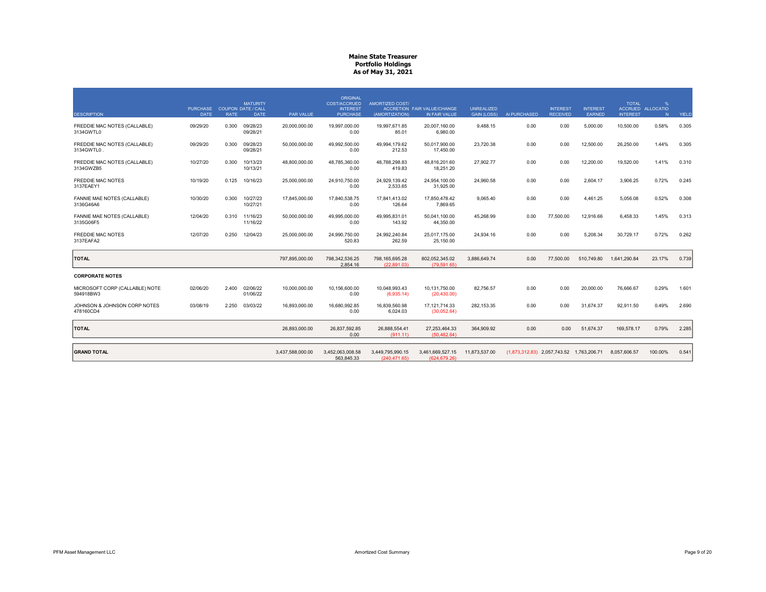# Maine State Treasurer
## Portfolio Holdings
### As of May 31, 2021

| DESCRIPTION | PURCHASE DATE | COUPON RATE | MATURITY DATE / CALL DATE | PAR VALUE | ORIGINAL COST/ACCRUED INTEREST PURCHASE | AMORTIZED COST/ ACCRETION (AMORTIZATION) | FAIR VALUE/CHANGE IN FAIR VALUE | UNREALIZED GAIN (LOSS) | AI PURCHASED | INTEREST RECEIVED | INTEREST EARNED | TOTAL ACCRUED INTEREST | % ALLOCATION | YIELD |
|---|---|---|---|---|---|---|---|---|---|---|---|---|---|---|
| FREDDIE MAC NOTES (CALLABLE) 3134GWTL0 | 09/29/20 | 0.300 | 09/28/23 09/28/21 | 20,000,000.00 | 19,997,000.00 0.00 | 19,997,671.85 85.01 | 20,007,160.00 6,980.00 | 9,488.15 | 0.00 | 0.00 | 5,000.00 | 10,500.00 | 0.58% | 0.305 |
| FREDDIE MAC NOTES (CALLABLE) 3134GWTL0 . | 09/29/20 | 0.300 | 09/28/23 09/28/21 | 50,000,000.00 | 49,992,500.00 0.00 | 49,994,179.62 212.53 | 50,017,900.00 17,450.00 | 23,720.38 | 0.00 | 0.00 | 12,500.00 | 26,250.00 | 1.44% | 0.305 |
| FREDDIE MAC NOTES (CALLABLE) 3134GWZB5 | 10/27/20 | 0.300 | 10/13/23 10/13/21 | 48,800,000.00 | 48,785,360.00 0.00 | 48,788,298.83 419.83 | 48,816,201.60 18,251.20 | 27,902.77 | 0.00 | 0.00 | 12,200.00 | 19,520.00 | 1.41% | 0.310 |
| FREDDIE MAC NOTES 3137EAEY1 | 10/19/20 | 0.125 | 10/16/23 | 25,000,000.00 | 24,910,750.00 0.00 | 24,929,139.42 2,533.65 | 24,954,100.00 31,925.00 | 24,960.58 | 0.00 | 0.00 | 2,604.17 | 3,906.25 | 0.72% | 0.245 |
| FANNIE MAE NOTES (CALLABLE) 3136G46A6 | 10/30/20 | 0.300 | 10/27/23 10/27/21 | 17,845,000.00 | 17,840,538.75 0.00 | 17,841,413.02 126.64 | 17,850,478.42 7,869.65 | 9,065.40 | 0.00 | 0.00 | 4,461.25 | 5,056.08 | 0.52% | 0.308 |
| FANNIE MAE NOTES (CALLABLE) 3135G06F5 | 12/04/20 | 0.310 | 11/16/23 11/16/22 | 50,000,000.00 | 49,995,000.00 0.00 | 49,995,831.01 143.92 | 50,041,100.00 44,350.00 | 45,268.99 | 0.00 | 77,500.00 | 12,916.66 | 6,458.33 | 1.45% | 0.313 |
| FREDDIE MAC NOTES 3137EAFA2 | 12/07/20 | 0.250 | 12/04/23 | 25,000,000.00 | 24,990,750.00 520.83 | 24,992,240.84 262.59 | 25,017,175.00 25,150.00 | 24,934.16 | 0.00 | 0.00 | 5,208.34 | 30,729.17 | 0.72% | 0.262 |
| **TOTAL** | | | | 797,895,000.00 | 798,342,536.25 2,854.16 | 798,165,695.28 (22,891.03) | 802,052,345.02 (79,591.65) | 3,886,649.74 | 0.00 | 77,500.00 | 510,749.80 | 1,641,290.84 | 23.17% | 0.739 |
| **CORPORATE NOTES** | | | | | | | | | | | | | | |
| MICROSOFT CORP (CALLABLE) NOTE 594918BW3 | 02/06/20 | 2.400 | 02/06/22 01/06/22 | 10,000,000.00 | 10,156,600.00 0.00 | 10,048,993.43 (6,935.14) | 10,131,750.00 (20,430.00) | 82,756.57 | 0.00 | 0.00 | 20,000.00 | 76,666.67 | 0.29% | 1.601 |
| JOHNSON & JOHNSON CORP NOTES 478160CD4 | 03/08/19 | 2.250 | 03/03/22 | 16,893,000.00 | 16,680,992.85 0.00 | 16,839,560.98 6,024.03 | 17,121,714.33 (30,052.64) | 282,153.35 | 0.00 | 0.00 | 31,674.37 | 92,911.50 | 0.49% | 2.690 |
| **TOTAL** | | | | 26,893,000.00 | 26,837,592.85 0.00 | 26,888,554.41 (911.11) | 27,253,464.33 (50,482.64) | 364,909.92 | 0.00 | 0.00 | 51,674.37 | 169,578.17 | 0.79% | 2.285 |
| **GRAND TOTAL** | | | | 3,437,588,000.00 | 3,452,063,008.58 563,845.33 | 3,449,795,990.15 (240,471.65) | 3,461,669,527.15 (624,679.26) | 11,873,537.00 | (1,873,312.83) | 2,057,743.52 | 1,763,206.71 | 8,057,606.57 | 100.00% | 0.541 |

PFM Asset Management LLC

Amortized Cost Summary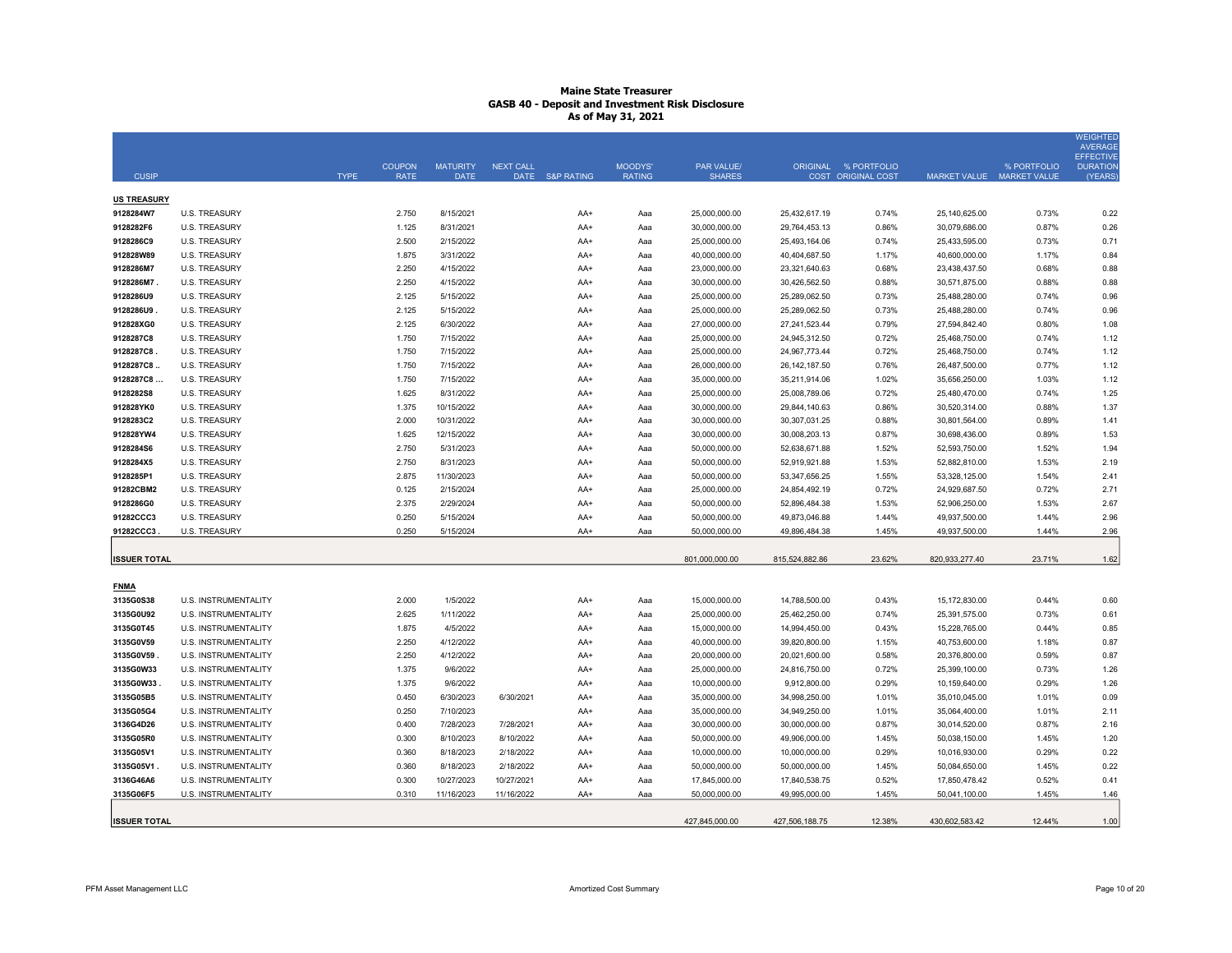# Maine State Treasurer
## GASB 40 - Deposit and Investment Risk Disclosure
### As of May 31, 2021

| CUSIP | | TYPE | COUPON RATE | MATURITY DATE | NEXT CALL DATE | S&P RATING | MOODYS' RATING | PAR VALUE/ SHARES | ORIGINAL COST | % PORTFOLIO ORIGINAL COST | MARKET VALUE | % PORTFOLIO MARKET VALUE | WEIGHTED AVERAGE EFFECTIVE DURATION (YEARS) |
|---|---|---|---|---|---|---|---|---|---|---|---|---|---|
| **US TREASURY** | | | | | | | | | | | | | |
| 9128284W7 | U.S. TREASURY | | 2.750 | 8/15/2021 | | AA+ | Aaa | 25,000,000.00 | 25,432,617.19 | 0.74% | 25,140,625.00 | 0.73% | 0.22 |
| 9128282F6 | U.S. TREASURY | | 1.125 | 8/31/2021 | | AA+ | Aaa | 30,000,000.00 | 29,764,453.13 | 0.86% | 30,079,686.00 | 0.87% | 0.26 |
| 9128286C9 | U.S. TREASURY | | 2.500 | 2/15/2022 | | AA+ | Aaa | 25,000,000.00 | 25,493,164.06 | 0.74% | 25,433,595.00 | 0.73% | 0.71 |
| 912828W89 | U.S. TREASURY | | 1.875 | 3/31/2022 | | AA+ | Aaa | 40,000,000.00 | 40,404,687.50 | 1.17% | 40,600,000.00 | 1.17% | 0.84 |
| 9128286M7 | U.S. TREASURY | | 2.250 | 4/15/2022 | | AA+ | Aaa | 23,000,000.00 | 23,321,640.63 | 0.68% | 23,438,437.50 | 0.68% | 0.88 |
| 9128286M7 . | U.S. TREASURY | | 2.250 | 4/15/2022 | | AA+ | Aaa | 30,000,000.00 | 30,426,562.50 | 0.88% | 30,571,875.00 | 0.88% | 0.88 |
| 9128286U9 | U.S. TREASURY | | 2.125 | 5/15/2022 | | AA+ | Aaa | 25,000,000.00 | 25,289,062.50 | 0.73% | 25,488,280.00 | 0.74% | 0.96 |
| 9128286U9 . | U.S. TREASURY | | 2.125 | 5/15/2022 | | AA+ | Aaa | 25,000,000.00 | 25,289,062.50 | 0.73% | 25,488,280.00 | 0.74% | 0.96 |
| 912828XG0 | U.S. TREASURY | | 2.125 | 6/30/2022 | | AA+ | Aaa | 27,000,000.00 | 27,241,523.44 | 0.79% | 27,594,842.40 | 0.80% | 1.08 |
| 9128287C8 | U.S. TREASURY | | 1.750 | 7/15/2022 | | AA+ | Aaa | 25,000,000.00 | 24,945,312.50 | 0.72% | 25,468,750.00 | 0.74% | 1.12 |
| 9128287C8 . | U.S. TREASURY | | 1.750 | 7/15/2022 | | AA+ | Aaa | 25,000,000.00 | 24,967,773.44 | 0.72% | 25,468,750.00 | 0.74% | 1.12 |
| 9128287C8 .. | U.S. TREASURY | | 1.750 | 7/15/2022 | | AA+ | Aaa | 26,000,000.00 | 26,142,187.50 | 0.76% | 26,487,500.00 | 0.77% | 1.12 |
| 9128287C8 ... | U.S. TREASURY | | 1.750 | 7/15/2022 | | AA+ | Aaa | 35,000,000.00 | 35,211,914.06 | 1.02% | 35,656,250.00 | 1.03% | 1.12 |
| 9128282S8 | U.S. TREASURY | | 1.625 | 8/31/2022 | | AA+ | Aaa | 25,000,000.00 | 25,008,789.06 | 0.72% | 25,480,470.00 | 0.74% | 1.25 |
| 912828YK0 | U.S. TREASURY | | 1.375 | 10/15/2022 | | AA+ | Aaa | 30,000,000.00 | 29,844,140.63 | 0.86% | 30,520,314.00 | 0.88% | 1.37 |
| 9128283C2 | U.S. TREASURY | | 2.000 | 10/31/2022 | | AA+ | Aaa | 30,000,000.00 | 30,307,031.25 | 0.88% | 30,801,564.00 | 0.89% | 1.41 |
| 912828YW4 | U.S. TREASURY | | 1.625 | 12/15/2022 | | AA+ | Aaa | 30,000,000.00 | 30,008,203.13 | 0.87% | 30,698,436.00 | 0.89% | 1.53 |
| 9128284S6 | U.S. TREASURY | | 2.750 | 5/31/2023 | | AA+ | Aaa | 50,000,000.00 | 52,638,671.88 | 1.52% | 52,593,750.00 | 1.52% | 1.94 |
| 9128284X5 | U.S. TREASURY | | 2.750 | 8/31/2023 | | AA+ | Aaa | 50,000,000.00 | 52,919,921.88 | 1.53% | 52,882,810.00 | 1.53% | 2.19 |
| 9128285P1 | U.S. TREASURY | | 2.875 | 11/30/2023 | | AA+ | Aaa | 50,000,000.00 | 53,347,656.25 | 1.55% | 53,328,125.00 | 1.54% | 2.41 |
| 91282CBM2 | U.S. TREASURY | | 0.125 | 2/15/2024 | | AA+ | Aaa | 25,000,000.00 | 24,854,492.19 | 0.72% | 24,929,687.50 | 0.72% | 2.71 |
| 9128286G0 | U.S. TREASURY | | 2.375 | 2/29/2024 | | AA+ | Aaa | 50,000,000.00 | 52,896,484.38 | 1.53% | 52,906,250.00 | 1.53% | 2.67 |
| 91282CCC3 | U.S. TREASURY | | 0.250 | 5/15/2024 | | AA+ | Aaa | 50,000,000.00 | 49,873,046.88 | 1.44% | 49,937,500.00 | 1.44% | 2.96 |
| 91282CCC3 . | U.S. TREASURY | | 0.250 | 5/15/2024 | | AA+ | Aaa | 50,000,000.00 | 49,896,484.38 | 1.45% | 49,937,500.00 | 1.44% | 2.96 |
| **ISSUER TOTAL** | | | | | | | | 801,000,000.00 | 815,524,882.86 | 23.62% | 820,933,277.40 | 23.71% | 1.62 |
| **FNMA** | | | | | | | | | | | | | |
| 3135G0S38 | U.S. INSTRUMENTALITY | | 2.000 | 1/5/2022 | | AA+ | Aaa | 15,000,000.00 | 14,788,500.00 | 0.43% | 15,172,830.00 | 0.44% | 0.60 |
| 3135G0U92 | U.S. INSTRUMENTALITY | | 2.625 | 1/11/2022 | | AA+ | Aaa | 25,000,000.00 | 25,462,250.00 | 0.74% | 25,391,575.00 | 0.73% | 0.61 |
| 3135G0T45 | U.S. INSTRUMENTALITY | | 1.875 | 4/5/2022 | | AA+ | Aaa | 15,000,000.00 | 14,994,450.00 | 0.43% | 15,228,765.00 | 0.44% | 0.85 |
| 3135G0V59 | U.S. INSTRUMENTALITY | | 2.250 | 4/12/2022 | | AA+ | Aaa | 40,000,000.00 | 39,820,800.00 | 1.15% | 40,753,600.00 | 1.18% | 0.87 |
| 3135G0V59 . | U.S. INSTRUMENTALITY | | 2.250 | 4/12/2022 | | AA+ | Aaa | 20,000,000.00 | 20,021,600.00 | 0.58% | 20,376,800.00 | 0.59% | 0.87 |
| 3135G0W33 | U.S. INSTRUMENTALITY | | 1.375 | 9/6/2022 | | AA+ | Aaa | 25,000,000.00 | 24,816,750.00 | 0.72% | 25,399,100.00 | 0.73% | 1.26 |
| 3135G0W33 . | U.S. INSTRUMENTALITY | | 1.375 | 9/6/2022 | | AA+ | Aaa | 10,000,000.00 | 9,912,800.00 | 0.29% | 10,159,640.00 | 0.29% | 1.26 |
| 3135G05B5 | U.S. INSTRUMENTALITY | | 0.450 | 6/30/2023 | 6/30/2021 | AA+ | Aaa | 35,000,000.00 | 34,998,250.00 | 1.01% | 35,010,045.00 | 1.01% | 0.09 |
| 3135G05G4 | U.S. INSTRUMENTALITY | | 0.250 | 7/10/2023 | | AA+ | Aaa | 35,000,000.00 | 34,949,250.00 | 1.01% | 35,064,400.00 | 1.01% | 2.11 |
| 3136G4D26 | U.S. INSTRUMENTALITY | | 0.400 | 7/28/2023 | 7/28/2021 | AA+ | Aaa | 30,000,000.00 | 30,000,000.00 | 0.87% | 30,014,520.00 | 0.87% | 2.16 |
| 3135G05R0 | U.S. INSTRUMENTALITY | | 0.300 | 8/10/2023 | 8/10/2022 | AA+ | Aaa | 50,000,000.00 | 49,906,000.00 | 1.45% | 50,038,150.00 | 1.45% | 1.20 |
| 3135G05V1 | U.S. INSTRUMENTALITY | | 0.360 | 8/18/2023 | 2/18/2022 | AA+ | Aaa | 10,000,000.00 | 10,000,000.00 | 0.29% | 10,016,930.00 | 0.29% | 0.22 |
| 3135G05V1 . | U.S. INSTRUMENTALITY | | 0.360 | 8/18/2023 | 2/18/2022 | AA+ | Aaa | 50,000,000.00 | 50,000,000.00 | 1.45% | 50,084,650.00 | 1.45% | 0.22 |
| 3136G46A6 | U.S. INSTRUMENTALITY | | 0.300 | 10/27/2023 | 10/27/2021 | AA+ | Aaa | 17,845,000.00 | 17,840,538.75 | 0.52% | 17,850,478.42 | 0.52% | 0.41 |
| 3135G06F5 | U.S. INSTRUMENTALITY | | 0.310 | 11/16/2023 | 11/16/2022 | AA+ | Aaa | 50,000,000.00 | 49,995,000.00 | 1.45% | 50,041,100.00 | 1.45% | 1.46 |
| **ISSUER TOTAL** | | | | | | | | 427,845,000.00 | 427,506,188.75 | 12.38% | 430,602,583.42 | 12.44% | 1.00 |

PFM Asset Management LLC — Amortized Cost Summary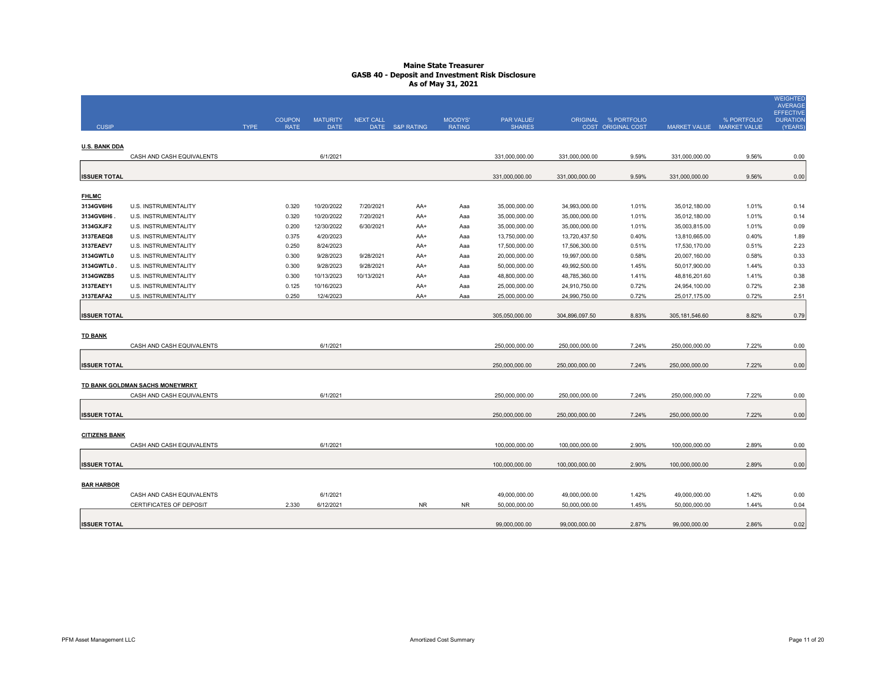# Maine State Treasurer
## GASB 40 - Deposit and Investment Risk Disclosure
### As of May 31, 2021

| CUSIP | | TYPE | COUPON RATE | MATURITY DATE | NEXT CALL DATE | S&P RATING | MOODYS' RATING | PAR VALUE/ SHARES | ORIGINAL COST | % PORTFOLIO ORIGINAL COST | MARKET VALUE | % PORTFOLIO MARKET VALUE | WEIGHTED AVERAGE EFFECTIVE DURATION (YEARS) |
|---|---|---|---|---|---|---|---|---|---|---|---|---|---|
| **U.S. BANK DDA** | | | | | | | | | | | | | |
| | CASH AND CASH EQUIVALENTS | | | 6/1/2021 | | | | 331,000,000.00 | 331,000,000.00 | 9.59% | 331,000,000.00 | 9.56% | 0.00 |
| **ISSUER TOTAL** | | | | | | | | 331,000,000.00 | 331,000,000.00 | 9.59% | 331,000,000.00 | 9.56% | 0.00 |
| **FHLMC** | | | | | | | | | | | | | |
| 3134GV6H6 | U.S. INSTRUMENTALITY | | 0.320 | 10/20/2022 | 7/20/2021 | AA+ | Aaa | 35,000,000.00 | 34,993,000.00 | 1.01% | 35,012,180.00 | 1.01% | 0.14 |
| 3134GV6H6 . | U.S. INSTRUMENTALITY | | 0.320 | 10/20/2022 | 7/20/2021 | AA+ | Aaa | 35,000,000.00 | 35,000,000.00 | 1.01% | 35,012,180.00 | 1.01% | 0.14 |
| 3134GXJF2 | U.S. INSTRUMENTALITY | | 0.200 | 12/30/2022 | 6/30/2021 | AA+ | Aaa | 35,000,000.00 | 35,000,000.00 | 1.01% | 35,003,815.00 | 1.01% | 0.09 |
| 3137EAEQ8 | U.S. INSTRUMENTALITY | | 0.375 | 4/20/2023 | | AA+ | Aaa | 13,750,000.00 | 13,720,437.50 | 0.40% | 13,810,665.00 | 0.40% | 1.89 |
| 3137EAEV7 | U.S. INSTRUMENTALITY | | 0.250 | 8/24/2023 | | AA+ | Aaa | 17,500,000.00 | 17,506,300.00 | 0.51% | 17,530,170.00 | 0.51% | 2.23 |
| 3134GWTL0 | U.S. INSTRUMENTALITY | | 0.300 | 9/28/2023 | 9/28/2021 | AA+ | Aaa | 20,000,000.00 | 19,997,000.00 | 0.58% | 20,007,160.00 | 0.58% | 0.33 |
| 3134GWTL0 . | U.S. INSTRUMENTALITY | | 0.300 | 9/28/2023 | 9/28/2021 | AA+ | Aaa | 50,000,000.00 | 49,992,500.00 | 1.45% | 50,017,900.00 | 1.44% | 0.33 |
| 3134GWZB5 | U.S. INSTRUMENTALITY | | 0.300 | 10/13/2023 | 10/13/2021 | AA+ | Aaa | 48,800,000.00 | 48,785,360.00 | 1.41% | 48,816,201.60 | 1.41% | 0.38 |
| 3137EAEY1 | U.S. INSTRUMENTALITY | | 0.125 | 10/16/2023 | | AA+ | Aaa | 25,000,000.00 | 24,910,750.00 | 0.72% | 24,954,100.00 | 0.72% | 2.38 |
| 3137EAFA2 | U.S. INSTRUMENTALITY | | 0.250 | 12/4/2023 | | AA+ | Aaa | 25,000,000.00 | 24,990,750.00 | 0.72% | 25,017,175.00 | 0.72% | 2.51 |
| **ISSUER TOTAL** | | | | | | | | 305,050,000.00 | 304,896,097.50 | 8.83% | 305,181,546.60 | 8.82% | 0.79 |
| **TD BANK** | | | | | | | | | | | | | |
| | CASH AND CASH EQUIVALENTS | | | 6/1/2021 | | | | 250,000,000.00 | 250,000,000.00 | 7.24% | 250,000,000.00 | 7.22% | 0.00 |
| **ISSUER TOTAL** | | | | | | | | 250,000,000.00 | 250,000,000.00 | 7.24% | 250,000,000.00 | 7.22% | 0.00 |
| **TD BANK GOLDMAN SACHS MONEYMRKT** | | | | | | | | | | | | | |
| | CASH AND CASH EQUIVALENTS | | | 6/1/2021 | | | | 250,000,000.00 | 250,000,000.00 | 7.24% | 250,000,000.00 | 7.22% | 0.00 |
| **ISSUER TOTAL** | | | | | | | | 250,000,000.00 | 250,000,000.00 | 7.24% | 250,000,000.00 | 7.22% | 0.00 |
| **CITIZENS BANK** | | | | | | | | | | | | | |
| | CASH AND CASH EQUIVALENTS | | | 6/1/2021 | | | | 100,000,000.00 | 100,000,000.00 | 2.90% | 100,000,000.00 | 2.89% | 0.00 |
| **ISSUER TOTAL** | | | | | | | | 100,000,000.00 | 100,000,000.00 | 2.90% | 100,000,000.00 | 2.89% | 0.00 |
| **BAR HARBOR** | | | | | | | | | | | | | |
| | CASH AND CASH EQUIVALENTS | | | 6/1/2021 | | | | 49,000,000.00 | 49,000,000.00 | 1.42% | 49,000,000.00 | 1.42% | 0.00 |
| | CERTIFICATES OF DEPOSIT | | 2.330 | 6/12/2021 | | NR | NR | 50,000,000.00 | 50,000,000.00 | 1.45% | 50,000,000.00 | 1.44% | 0.04 |
| **ISSUER TOTAL** | | | | | | | | 99,000,000.00 | 99,000,000.00 | 2.87% | 99,000,000.00 | 2.86% | 0.02 |

PFM Asset Management LLC — Amortized Cost Summary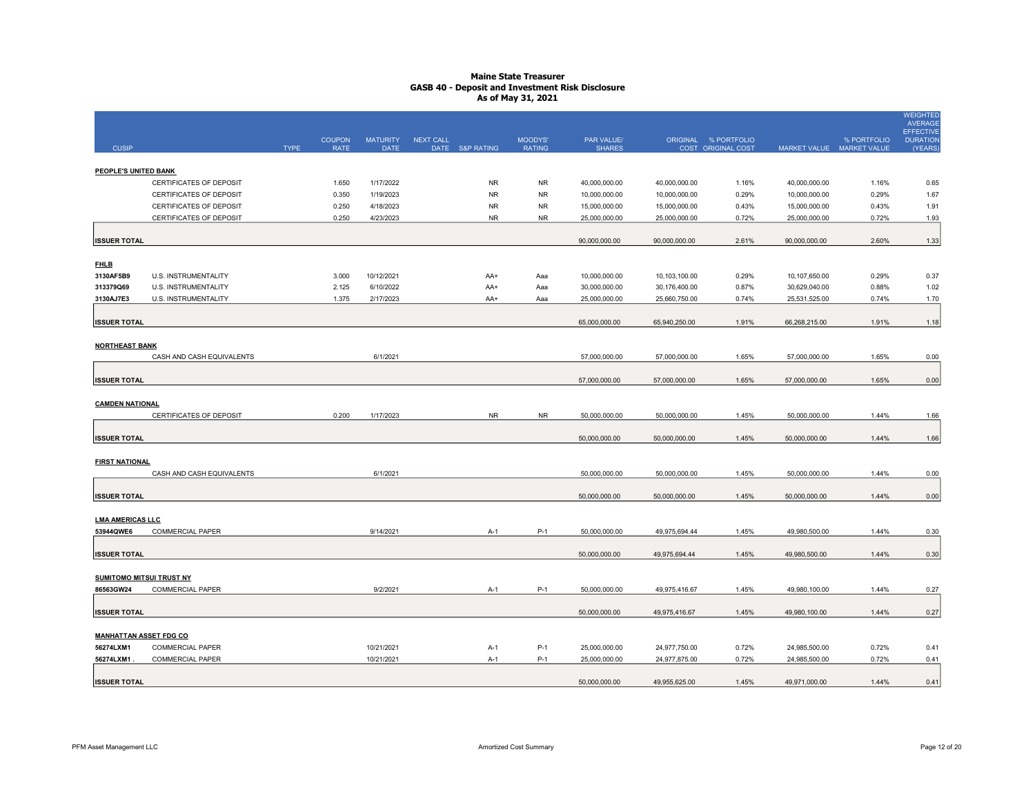# Maine State Treasurer
## GASB 40 - Deposit and Investment Risk Disclosure
### As of May 31, 2021

| CUSIP | | TYPE | COUPON RATE | MATURITY DATE | NEXT CALL DATE | S&P RATING | MOODYS' RATING | PAR VALUE/ SHARES | ORIGINAL COST | % PORTFOLIO ORIGINAL COST | MARKET VALUE | % PORTFOLIO MARKET VALUE | WEIGHTED AVERAGE EFFECTIVE DURATION (YEARS) |
|---|---|---|---|---|---|---|---|---|---|---|---|---|---|
| **PEOPLE'S UNITED BANK** | | | | | | | | | | | | | |
| | CERTIFICATES OF DEPOSIT | | 1.650 | 1/17/2022 | | NR | NR | 40,000,000.00 | 40,000,000.00 | 1.16% | 40,000,000.00 | 1.16% | 0.65 |
| | CERTIFICATES OF DEPOSIT | | 0.350 | 1/19/2023 | | NR | NR | 10,000,000.00 | 10,000,000.00 | 0.29% | 10,000,000.00 | 0.29% | 1.67 |
| | CERTIFICATES OF DEPOSIT | | 0.250 | 4/18/2023 | | NR | NR | 15,000,000.00 | 15,000,000.00 | 0.43% | 15,000,000.00 | 0.43% | 1.91 |
| | CERTIFICATES OF DEPOSIT | | 0.250 | 4/23/2023 | | NR | NR | 25,000,000.00 | 25,000,000.00 | 0.72% | 25,000,000.00 | 0.72% | 1.93 |
| **ISSUER TOTAL** | | | | | | | | 90,000,000.00 | 90,000,000.00 | 2.61% | 90,000,000.00 | 2.60% | 1.33 |
| **FHLB** | | | | | | | | | | | | | |
| 3130AF5B9 | U.S. INSTRUMENTALITY | | 3.000 | 10/12/2021 | | AA+ | Aaa | 10,000,000.00 | 10,103,100.00 | 0.29% | 10,107,650.00 | 0.29% | 0.37 |
| 313379Q69 | U.S. INSTRUMENTALITY | | 2.125 | 6/10/2022 | | AA+ | Aaa | 30,000,000.00 | 30,176,400.00 | 0.87% | 30,629,040.00 | 0.88% | 1.02 |
| 3130AJ7E3 | U.S. INSTRUMENTALITY | | 1.375 | 2/17/2023 | | AA+ | Aaa | 25,000,000.00 | 25,660,750.00 | 0.74% | 25,531,525.00 | 0.74% | 1.70 |
| **ISSUER TOTAL** | | | | | | | | 65,000,000.00 | 65,940,250.00 | 1.91% | 66,268,215.00 | 1.91% | 1.18 |
| **NORTHEAST BANK** | | | | | | | | | | | | | |
| | CASH AND CASH EQUIVALENTS | | | 6/1/2021 | | | | 57,000,000.00 | 57,000,000.00 | 1.65% | 57,000,000.00 | 1.65% | 0.00 |
| **ISSUER TOTAL** | | | | | | | | 57,000,000.00 | 57,000,000.00 | 1.65% | 57,000,000.00 | 1.65% | 0.00 |
| **CAMDEN NATIONAL** | | | | | | | | | | | | | |
| | CERTIFICATES OF DEPOSIT | | 0.200 | 1/17/2023 | | NR | NR | 50,000,000.00 | 50,000,000.00 | 1.45% | 50,000,000.00 | 1.44% | 1.66 |
| **ISSUER TOTAL** | | | | | | | | 50,000,000.00 | 50,000,000.00 | 1.45% | 50,000,000.00 | 1.44% | 1.66 |
| **FIRST NATIONAL** | | | | | | | | | | | | | |
| | CASH AND CASH EQUIVALENTS | | | 6/1/2021 | | | | 50,000,000.00 | 50,000,000.00 | 1.45% | 50,000,000.00 | 1.44% | 0.00 |
| **ISSUER TOTAL** | | | | | | | | 50,000,000.00 | 50,000,000.00 | 1.45% | 50,000,000.00 | 1.44% | 0.00 |
| **LMA AMERICAS LLC** | | | | | | | | | | | | | |
| 53944QWE6 | COMMERCIAL PAPER | | | 9/14/2021 | | A-1 | P-1 | 50,000,000.00 | 49,975,694.44 | 1.45% | 49,980,500.00 | 1.44% | 0.30 |
| **ISSUER TOTAL** | | | | | | | | 50,000,000.00 | 49,975,694.44 | 1.45% | 49,980,500.00 | 1.44% | 0.30 |
| **SUMITOMO MITSUI TRUST NY** | | | | | | | | | | | | | |
| 86563GW24 | COMMERCIAL PAPER | | | 9/2/2021 | | A-1 | P-1 | 50,000,000.00 | 49,975,416.67 | 1.45% | 49,980,100.00 | 1.44% | 0.27 |
| **ISSUER TOTAL** | | | | | | | | 50,000,000.00 | 49,975,416.67 | 1.45% | 49,980,100.00 | 1.44% | 0.27 |
| **MANHATTAN ASSET FDG CO** | | | | | | | | | | | | | |
| 56274LXM1 | COMMERCIAL PAPER | | | 10/21/2021 | | A-1 | P-1 | 25,000,000.00 | 24,977,750.00 | 0.72% | 24,985,500.00 | 0.72% | 0.41 |
| 56274LXM1 . | COMMERCIAL PAPER | | | 10/21/2021 | | A-1 | P-1 | 25,000,000.00 | 24,977,875.00 | 0.72% | 24,985,500.00 | 0.72% | 0.41 |
| **ISSUER TOTAL** | | | | | | | | 50,000,000.00 | 49,955,625.00 | 1.45% | 49,971,000.00 | 1.44% | 0.41 |

PFM Asset Management LLC — Amortized Cost Summary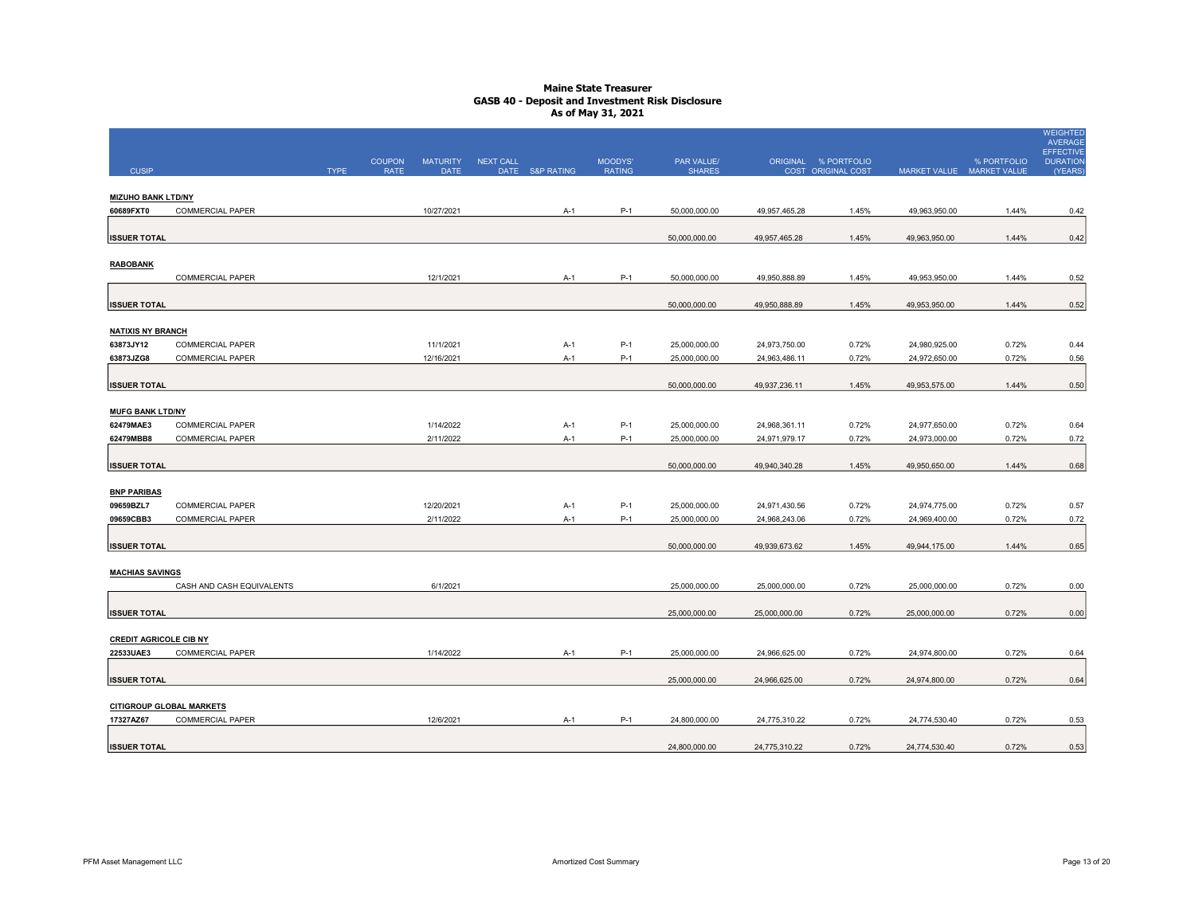# Maine State Treasurer
## GASB 40 - Deposit and Investment Risk Disclosure
### As of May 31, 2021

| CUSIP | | TYPE | COUPON RATE | MATURITY DATE | NEXT CALL DATE | S&P RATING | MOODYS' RATING | PAR VALUE/ SHARES | ORIGINAL COST | % PORTFOLIO ORIGINAL COST | MARKET VALUE | % PORTFOLIO MARKET VALUE | WEIGHTED AVERAGE EFFECTIVE DURATION (YEARS) |
|---|---|---|---|---|---|---|---|---|---|---|---|---|---|
| **MIZUHO BANK LTD/NY** | | | | | | | | | | | | | |
| 60689FXT0 | COMMERCIAL PAPER | | | 10/27/2021 | | A-1 | P-1 | 50,000,000.00 | 49,957,465.28 | 1.45% | 49,963,950.00 | 1.44% | 0.42 |
| **ISSUER TOTAL** | | | | | | | | 50,000,000.00 | 49,957,465.28 | 1.45% | 49,963,950.00 | 1.44% | 0.42 |
| **RABOBANK** | | | | | | | | | | | | | |
| | COMMERCIAL PAPER | | | 12/1/2021 | | A-1 | P-1 | 50,000,000.00 | 49,950,888.89 | 1.45% | 49,953,950.00 | 1.44% | 0.52 |
| **ISSUER TOTAL** | | | | | | | | 50,000,000.00 | 49,950,888.89 | 1.45% | 49,953,950.00 | 1.44% | 0.52 |
| **NATIXIS NY BRANCH** | | | | | | | | | | | | | |
| 63873JY12 | COMMERCIAL PAPER | | | 11/1/2021 | | A-1 | P-1 | 25,000,000.00 | 24,973,750.00 | 0.72% | 24,980,925.00 | 0.72% | 0.44 |
| 63873JZG8 | COMMERCIAL PAPER | | | 12/16/2021 | | A-1 | P-1 | 25,000,000.00 | 24,963,486.11 | 0.72% | 24,972,650.00 | 0.72% | 0.56 |
| **ISSUER TOTAL** | | | | | | | | 50,000,000.00 | 49,937,236.11 | 1.45% | 49,953,575.00 | 1.44% | 0.50 |
| **MUFG BANK LTD/NY** | | | | | | | | | | | | | |
| 62479MAE3 | COMMERCIAL PAPER | | | 1/14/2022 | | A-1 | P-1 | 25,000,000.00 | 24,968,361.11 | 0.72% | 24,977,650.00 | 0.72% | 0.64 |
| 62479MBB8 | COMMERCIAL PAPER | | | 2/11/2022 | | A-1 | P-1 | 25,000,000.00 | 24,971,979.17 | 0.72% | 24,973,000.00 | 0.72% | 0.72 |
| **ISSUER TOTAL** | | | | | | | | 50,000,000.00 | 49,940,340.28 | 1.45% | 49,950,650.00 | 1.44% | 0.68 |
| **BNP PARIBAS** | | | | | | | | | | | | | |
| 09659BZL7 | COMMERCIAL PAPER | | | 12/20/2021 | | A-1 | P-1 | 25,000,000.00 | 24,971,430.56 | 0.72% | 24,974,775.00 | 0.72% | 0.57 |
| 09659CBB3 | COMMERCIAL PAPER | | | 2/11/2022 | | A-1 | P-1 | 25,000,000.00 | 24,968,243.06 | 0.72% | 24,969,400.00 | 0.72% | 0.72 |
| **ISSUER TOTAL** | | | | | | | | 50,000,000.00 | 49,939,673.62 | 1.45% | 49,944,175.00 | 1.44% | 0.65 |
| **MACHIAS SAVINGS** | | | | | | | | | | | | | |
| | CASH AND CASH EQUIVALENTS | | | 6/1/2021 | | | | 25,000,000.00 | 25,000,000.00 | 0.72% | 25,000,000.00 | 0.72% | 0.00 |
| **ISSUER TOTAL** | | | | | | | | 25,000,000.00 | 25,000,000.00 | 0.72% | 25,000,000.00 | 0.72% | 0.00 |
| **CREDIT AGRICOLE CIB NY** | | | | | | | | | | | | | |
| 22533UAE3 | COMMERCIAL PAPER | | | 1/14/2022 | | A-1 | P-1 | 25,000,000.00 | 24,966,625.00 | 0.72% | 24,974,800.00 | 0.72% | 0.64 |
| **ISSUER TOTAL** | | | | | | | | 25,000,000.00 | 24,966,625.00 | 0.72% | 24,974,800.00 | 0.72% | 0.64 |
| **CITIGROUP GLOBAL MARKETS** | | | | | | | | | | | | | |
| 17327AZ67 | COMMERCIAL PAPER | | | 12/6/2021 | | A-1 | P-1 | 24,800,000.00 | 24,775,310.22 | 0.72% | 24,774,530.40 | 0.72% | 0.53 |
| **ISSUER TOTAL** | | | | | | | | 24,800,000.00 | 24,775,310.22 | 0.72% | 24,774,530.40 | 0.72% | 0.53 |

PFM Asset Management LLC

Amortized Cost Summary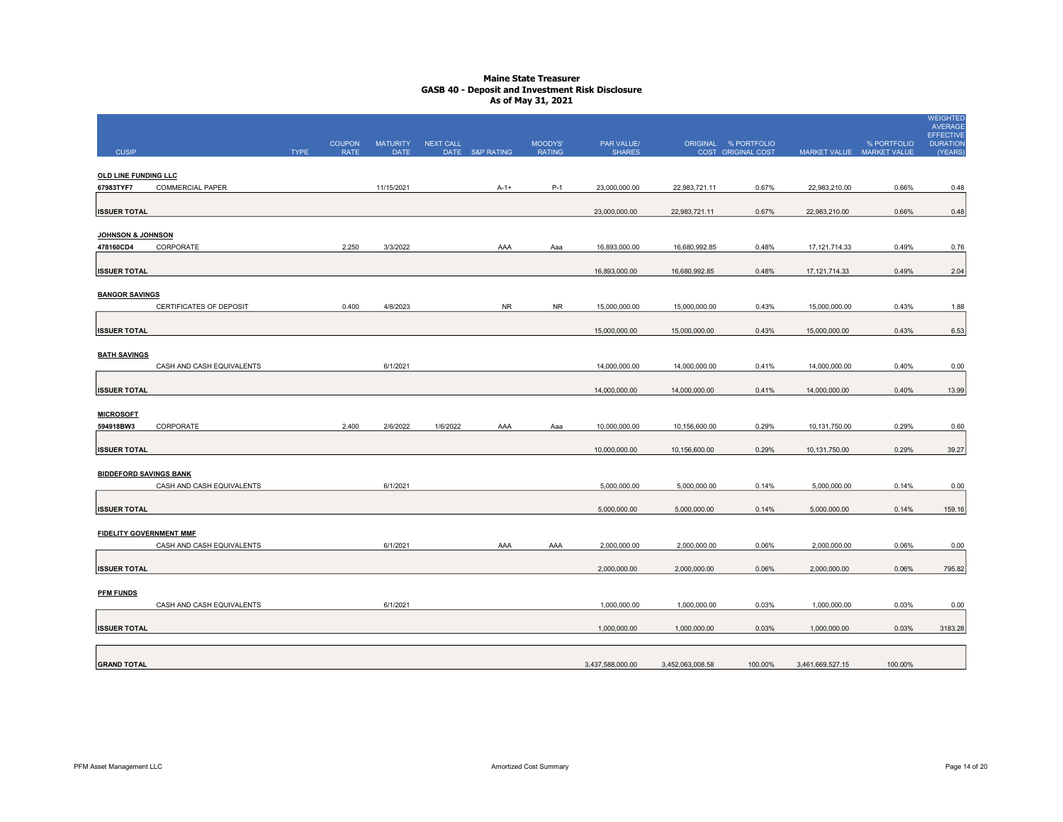# Maine State Treasurer
## GASB 40 - Deposit and Investment Risk Disclosure
### As of May 31, 2021

| CUSIP | | TYPE | COUPON RATE | MATURITY DATE | NEXT CALL DATE | S&P RATING | MOODYS' RATING | PAR VALUE/ SHARES | ORIGINAL COST | % PORTFOLIO ORIGINAL COST | MARKET VALUE | % PORTFOLIO MARKET VALUE | WEIGHTED AVERAGE EFFECTIVE DURATION (YEARS) |
|---|---|---|---|---|---|---|---|---|---|---|---|---|---|
| **OLD LINE FUNDING LLC** | | | | | | | | | | | | | |
| 67983TYF7 | COMMERCIAL PAPER | | | 11/15/2021 | | A-1+ | P-1 | 23,000,000.00 | 22,983,721.11 | 0.67% | 22,983,210.00 | 0.66% | 0.48 |
| **ISSUER TOTAL** | | | | | | | | 23,000,000.00 | 22,983,721.11 | 0.67% | 22,983,210.00 | 0.66% | 0.48 |
| **JOHNSON & JOHNSON** | | | | | | | | | | | | | |
| 478160CD4 | CORPORATE | | 2.250 | 3/3/2022 | | AAA | Aaa | 16,893,000.00 | 16,680,992.85 | 0.48% | 17,121,714.33 | 0.49% | 0.76 |
| **ISSUER TOTAL** | | | | | | | | 16,893,000.00 | 16,680,992.85 | 0.48% | 17,121,714.33 | 0.49% | 2.04 |
| **BANGOR SAVINGS** | | | | | | | | | | | | | |
| | CERTIFICATES OF DEPOSIT | | 0.400 | 4/8/2023 | | NR | NR | 15,000,000.00 | 15,000,000.00 | 0.43% | 15,000,000.00 | 0.43% | 1.88 |
| **ISSUER TOTAL** | | | | | | | | 15,000,000.00 | 15,000,000.00 | 0.43% | 15,000,000.00 | 0.43% | 6.53 |
| **BATH SAVINGS** | | | | | | | | | | | | | |
| | CASH AND CASH EQUIVALENTS | | | 6/1/2021 | | | | 14,000,000.00 | 14,000,000.00 | 0.41% | 14,000,000.00 | 0.40% | 0.00 |
| **ISSUER TOTAL** | | | | | | | | 14,000,000.00 | 14,000,000.00 | 0.41% | 14,000,000.00 | 0.40% | 13.99 |
| **MICROSOFT** | | | | | | | | | | | | | |
| 594918BW3 | CORPORATE | | 2.400 | 2/6/2022 | 1/6/2022 | AAA | Aaa | 10,000,000.00 | 10,156,600.00 | 0.29% | 10,131,750.00 | 0.29% | 0.60 |
| **ISSUER TOTAL** | | | | | | | | 10,000,000.00 | 10,156,600.00 | 0.29% | 10,131,750.00 | 0.29% | 39.27 |
| **BIDDEFORD SAVINGS BANK** | | | | | | | | | | | | | |
| | CASH AND CASH EQUIVALENTS | | | 6/1/2021 | | | | 5,000,000.00 | 5,000,000.00 | 0.14% | 5,000,000.00 | 0.14% | 0.00 |
| **ISSUER TOTAL** | | | | | | | | 5,000,000.00 | 5,000,000.00 | 0.14% | 5,000,000.00 | 0.14% | 159.16 |
| **FIDELITY GOVERNMENT MMF** | | | | | | | | | | | | | |
| | CASH AND CASH EQUIVALENTS | | | 6/1/2021 | | AAA | AAA | 2,000,000.00 | 2,000,000.00 | 0.06% | 2,000,000.00 | 0.06% | 0.00 |
| **ISSUER TOTAL** | | | | | | | | 2,000,000.00 | 2,000,000.00 | 0.06% | 2,000,000.00 | 0.06% | 795.82 |
| **PFM FUNDS** | | | | | | | | | | | | | |
| | CASH AND CASH EQUIVALENTS | | | 6/1/2021 | | | | 1,000,000.00 | 1,000,000.00 | 0.03% | 1,000,000.00 | 0.03% | 0.00 |
| **ISSUER TOTAL** | | | | | | | | 1,000,000.00 | 1,000,000.00 | 0.03% | 1,000,000.00 | 0.03% | 3183.28 |
| **GRAND TOTAL** | | | | | | | | 3,437,588,000.00 | 3,452,063,008.58 | 100.00% | 3,461,669,527.15 | 100.00% | |

PFM Asset Management LLC

Amortized Cost Summary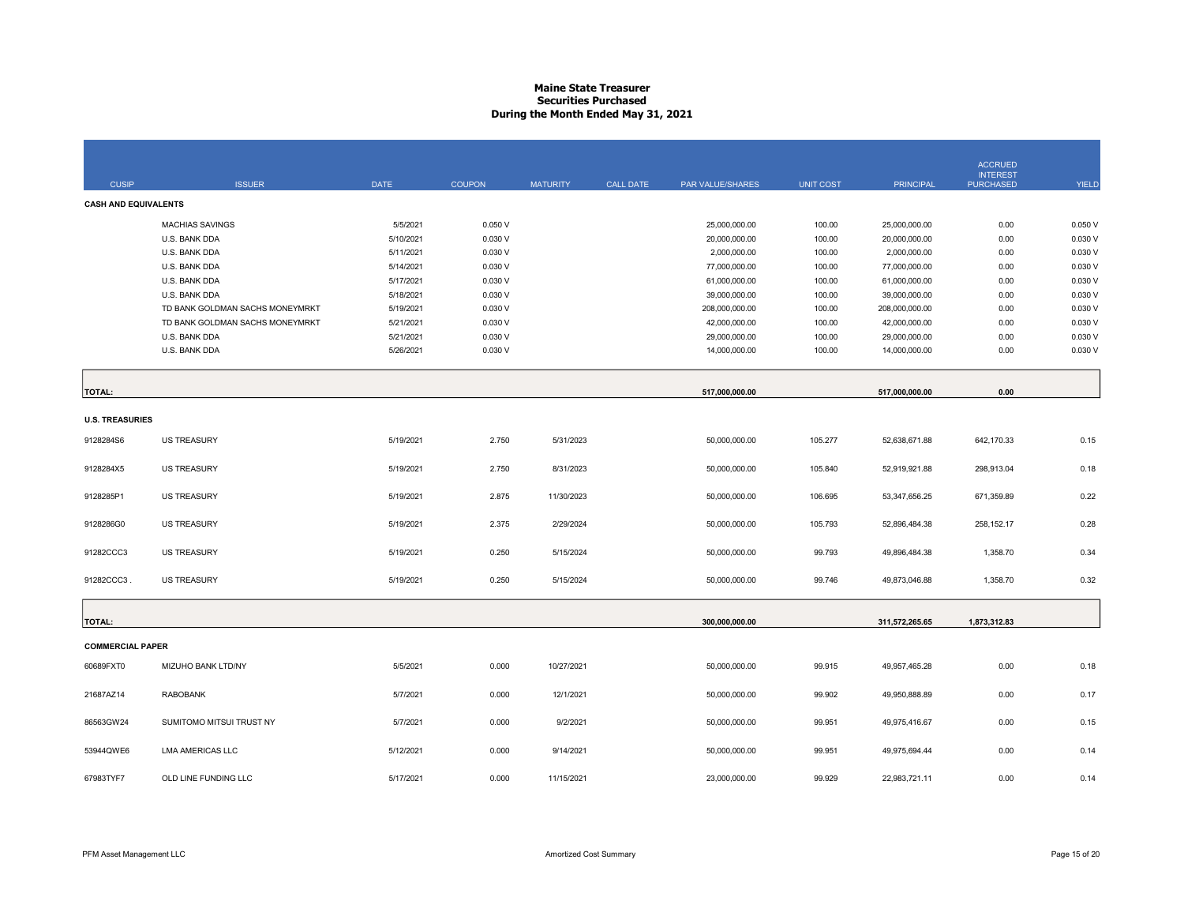# Maine State Treasurer
## Securities Purchased
## During the Month Ended May 31, 2021

| CUSIP | ISSUER | DATE | COUPON | MATURITY | CALL DATE | PAR VALUE/SHARES | UNIT COST | PRINCIPAL | ACCRUED INTEREST PURCHASED | YIELD |
|---|---|---|---|---|---|---|---|---|---|---|
| **CASH AND EQUIVALENTS** | | | | | | | | | | |
| | MACHIAS SAVINGS | 5/5/2021 | 0.050 V | | | 25,000,000.00 | 100.00 | 25,000,000.00 | 0.00 | 0.050 V |
| | U.S. BANK DDA | 5/10/2021 | 0.030 V | | | 20,000,000.00 | 100.00 | 20,000,000.00 | 0.00 | 0.030 V |
| | U.S. BANK DDA | 5/11/2021 | 0.030 V | | | 2,000,000.00 | 100.00 | 2,000,000.00 | 0.00 | 0.030 V |
| | U.S. BANK DDA | 5/14/2021 | 0.030 V | | | 77,000,000.00 | 100.00 | 77,000,000.00 | 0.00 | 0.030 V |
| | U.S. BANK DDA | 5/17/2021 | 0.030 V | | | 61,000,000.00 | 100.00 | 61,000,000.00 | 0.00 | 0.030 V |
| | U.S. BANK DDA | 5/18/2021 | 0.030 V | | | 39,000,000.00 | 100.00 | 39,000,000.00 | 0.00 | 0.030 V |
| | TD BANK GOLDMAN SACHS MONEYMRKT | 5/19/2021 | 0.030 V | | | 208,000,000.00 | 100.00 | 208,000,000.00 | 0.00 | 0.030 V |
| | TD BANK GOLDMAN SACHS MONEYMRKT | 5/21/2021 | 0.030 V | | | 42,000,000.00 | 100.00 | 42,000,000.00 | 0.00 | 0.030 V |
| | U.S. BANK DDA | 5/21/2021 | 0.030 V | | | 29,000,000.00 | 100.00 | 29,000,000.00 | 0.00 | 0.030 V |
| | U.S. BANK DDA | 5/26/2021 | 0.030 V | | | 14,000,000.00 | 100.00 | 14,000,000.00 | 0.00 | 0.030 V |
| **TOTAL:** | | | | | | **517,000,000.00** | | **517,000,000.00** | **0.00** | |
| **U.S. TREASURIES** | | | | | | | | | | |
| 9128284S6 | US TREASURY | 5/19/2021 | 2.750 | 5/31/2023 | | 50,000,000.00 | 105.277 | 52,638,671.88 | 642,170.33 | 0.15 |
| 9128284X5 | US TREASURY | 5/19/2021 | 2.750 | 8/31/2023 | | 50,000,000.00 | 105.840 | 52,919,921.88 | 298,913.04 | 0.18 |
| 9128285P1 | US TREASURY | 5/19/2021 | 2.875 | 11/30/2023 | | 50,000,000.00 | 106.695 | 53,347,656.25 | 671,359.89 | 0.22 |
| 9128286G0 | US TREASURY | 5/19/2021 | 2.375 | 2/29/2024 | | 50,000,000.00 | 105.793 | 52,896,484.38 | 258,152.17 | 0.28 |
| 91282CCC3 | US TREASURY | 5/19/2021 | 0.250 | 5/15/2024 | | 50,000,000.00 | 99.793 | 49,896,484.38 | 1,358.70 | 0.34 |
| 91282CCC3 . | US TREASURY | 5/19/2021 | 0.250 | 5/15/2024 | | 50,000,000.00 | 99.746 | 49,873,046.88 | 1,358.70 | 0.32 |
| **TOTAL:** | | | | | | **300,000,000.00** | | **311,572,265.65** | **1,873,312.83** | |
| **COMMERCIAL PAPER** | | | | | | | | | | |
| 60689FXT0 | MIZUHO BANK LTD/NY | 5/5/2021 | 0.000 | 10/27/2021 | | 50,000,000.00 | 99.915 | 49,957,465.28 | 0.00 | 0.18 |
| 21687AZ14 | RABOBANK | 5/7/2021 | 0.000 | 12/1/2021 | | 50,000,000.00 | 99.902 | 49,950,888.89 | 0.00 | 0.17 |
| 86563GW24 | SUMITOMO MITSUI TRUST NY | 5/7/2021 | 0.000 | 9/2/2021 | | 50,000,000.00 | 99.951 | 49,975,416.67 | 0.00 | 0.15 |
| 53944QWE6 | LMA AMERICAS LLC | 5/12/2021 | 0.000 | 9/14/2021 | | 50,000,000.00 | 99.951 | 49,975,694.44 | 0.00 | 0.14 |
| 67983TYF7 | OLD LINE FUNDING LLC | 5/17/2021 | 0.000 | 11/15/2021 | | 23,000,000.00 | 99.929 | 22,983,721.11 | 0.00 | 0.14 |

PFM Asset Management LLC

Amortized Cost Summary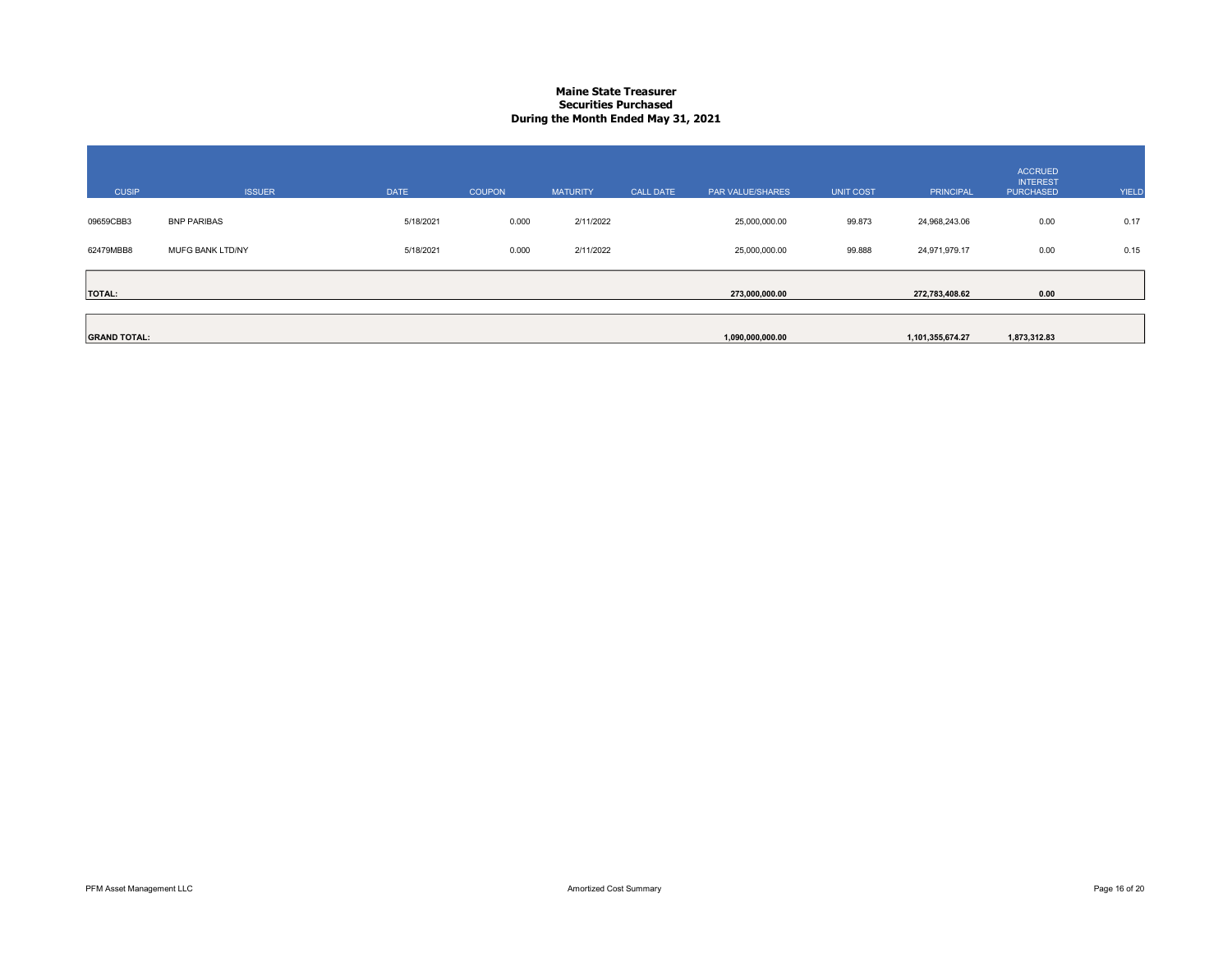# Maine State Treasurer
## Securities Purchased
### During the Month Ended May 31, 2021

| CUSIP | ISSUER | DATE | COUPON | MATURITY | CALL DATE | PAR VALUE/SHARES | UNIT COST | PRINCIPAL | ACCRUED INTEREST PURCHASED | YIELD |
|---|---|---|---|---|---|---|---|---|---|---|
| 09659CBB3 | BNP PARIBAS | 5/18/2021 | 0.000 | 2/11/2022 | | 25,000,000.00 | 99.873 | 24,968,243.06 | 0.00 | 0.17 |
| 62479MBB8 | MUFG BANK LTD/NY | 5/18/2021 | 0.000 | 2/11/2022 | | 25,000,000.00 | 99.888 | 24,971,979.17 | 0.00 | 0.15 |
| **TOTAL:** | | | | | | **273,000,000.00** | | **272,783,408.62** | **0.00** | |
| **GRAND TOTAL:** | | | | | | **1,090,000,000.00** | | **1,101,355,674.27** | **1,873,312.83** | |

PFM Asset Management LLC

Amortized Cost Summary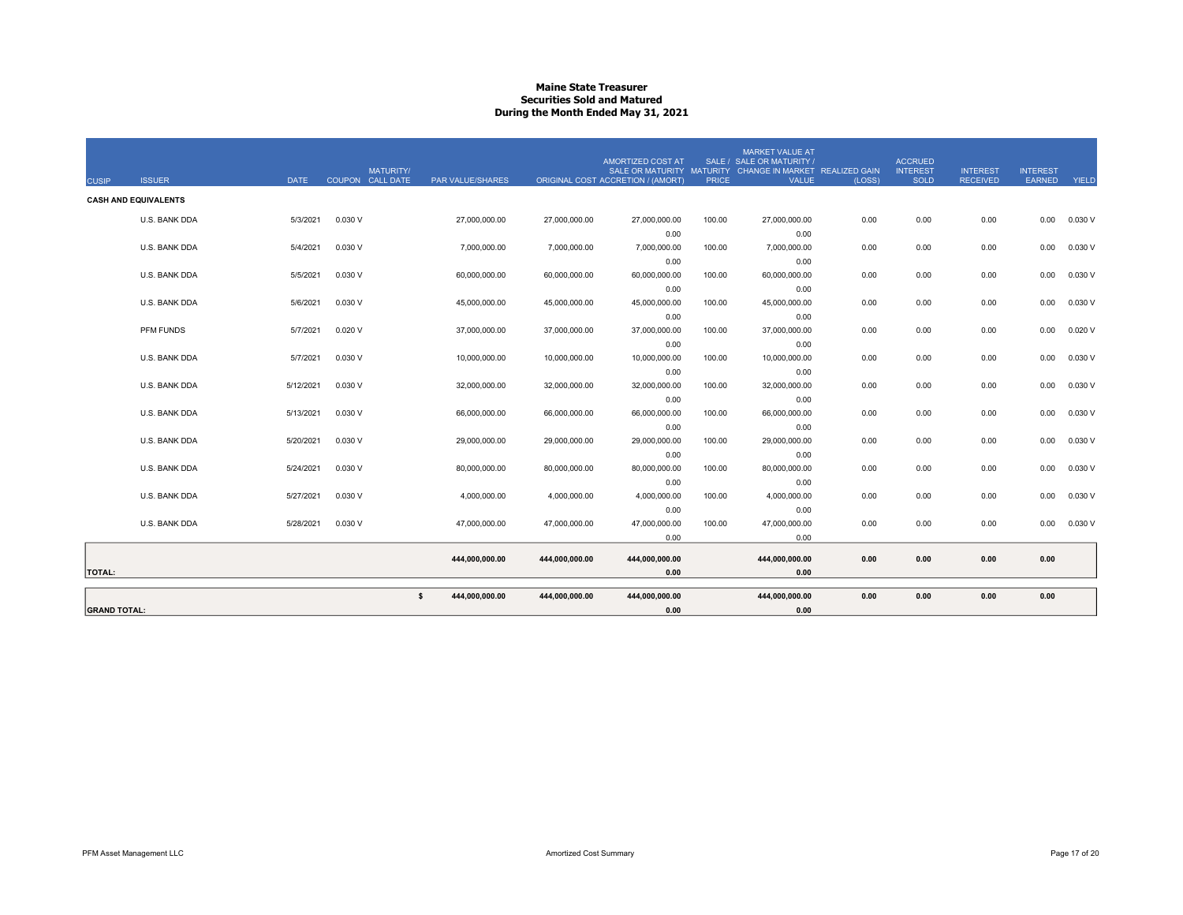# Maine State Treasurer
## Securities Sold and Matured
### During the Month Ended May 31, 2021

| CUSIP | ISSUER | DATE | COUPON | MATURITY/ CALL DATE | PAR VALUE/SHARES | ORIGINAL COST | AMORTIZED COST AT SALE OR MATURITY ACCRETION / (AMORT) | SALE / MATURITY PRICE | MARKET VALUE AT SALE OR MATURITY / CHANGE IN MARKET VALUE | REALIZED GAIN (LOSS) | ACCRUED INTEREST SOLD | INTEREST RECEIVED | INTEREST EARNED | YIELD |
|---|---|---|---|---|---|---|---|---|---|---|---|---|---|---|
| **CASH AND EQUIVALENTS** | | | | | | | | | | | | | | |
| | U.S. BANK DDA | 5/3/2021 | 0.030 V | | 27,000,000.00 | 27,000,000.00 | 27,000,000.00 | 100.00 | 27,000,000.00 | 0.00 | 0.00 | 0.00 | 0.00 | 0.030 V |
| | | | | | | | 0.00 | | 0.00 | | | | | |
| | U.S. BANK DDA | 5/4/2021 | 0.030 V | | 7,000,000.00 | 7,000,000.00 | 7,000,000.00 | 100.00 | 7,000,000.00 | 0.00 | 0.00 | 0.00 | 0.00 | 0.030 V |
| | | | | | | | 0.00 | | 0.00 | | | | | |
| | U.S. BANK DDA | 5/5/2021 | 0.030 V | | 60,000,000.00 | 60,000,000.00 | 60,000,000.00 | 100.00 | 60,000,000.00 | 0.00 | 0.00 | 0.00 | 0.00 | 0.030 V |
| | | | | | | | 0.00 | | 0.00 | | | | | |
| | U.S. BANK DDA | 5/6/2021 | 0.030 V | | 45,000,000.00 | 45,000,000.00 | 45,000,000.00 | 100.00 | 45,000,000.00 | 0.00 | 0.00 | 0.00 | 0.00 | 0.030 V |
| | | | | | | | 0.00 | | 0.00 | | | | | |
| | PFM FUNDS | 5/7/2021 | 0.020 V | | 37,000,000.00 | 37,000,000.00 | 37,000,000.00 | 100.00 | 37,000,000.00 | 0.00 | 0.00 | 0.00 | 0.00 | 0.020 V |
| | | | | | | | 0.00 | | 0.00 | | | | | |
| | U.S. BANK DDA | 5/7/2021 | 0.030 V | | 10,000,000.00 | 10,000,000.00 | 10,000,000.00 | 100.00 | 10,000,000.00 | 0.00 | 0.00 | 0.00 | 0.00 | 0.030 V |
| | | | | | | | 0.00 | | 0.00 | | | | | |
| | U.S. BANK DDA | 5/12/2021 | 0.030 V | | 32,000,000.00 | 32,000,000.00 | 32,000,000.00 | 100.00 | 32,000,000.00 | 0.00 | 0.00 | 0.00 | 0.00 | 0.030 V |
| | | | | | | | 0.00 | | 0.00 | | | | | |
| | U.S. BANK DDA | 5/13/2021 | 0.030 V | | 66,000,000.00 | 66,000,000.00 | 66,000,000.00 | 100.00 | 66,000,000.00 | 0.00 | 0.00 | 0.00 | 0.00 | 0.030 V |
| | | | | | | | 0.00 | | 0.00 | | | | | |
| | U.S. BANK DDA | 5/20/2021 | 0.030 V | | 29,000,000.00 | 29,000,000.00 | 29,000,000.00 | 100.00 | 29,000,000.00 | 0.00 | 0.00 | 0.00 | 0.00 | 0.030 V |
| | | | | | | | 0.00 | | 0.00 | | | | | |
| | U.S. BANK DDA | 5/24/2021 | 0.030 V | | 80,000,000.00 | 80,000,000.00 | 80,000,000.00 | 100.00 | 80,000,000.00 | 0.00 | 0.00 | 0.00 | 0.00 | 0.030 V |
| | | | | | | | 0.00 | | 0.00 | | | | | |
| | U.S. BANK DDA | 5/27/2021 | 0.030 V | | 4,000,000.00 | 4,000,000.00 | 4,000,000.00 | 100.00 | 4,000,000.00 | 0.00 | 0.00 | 0.00 | 0.00 | 0.030 V |
| | | | | | | | 0.00 | | 0.00 | | | | | |
| | U.S. BANK DDA | 5/28/2021 | 0.030 V | | 47,000,000.00 | 47,000,000.00 | 47,000,000.00 | 100.00 | 47,000,000.00 | 0.00 | 0.00 | 0.00 | 0.00 | 0.030 V |
| | | | | | | | 0.00 | | 0.00 | | | | | |
| **TOTAL:** | | | | | **444,000,000.00** | **444,000,000.00** | **444,000,000.00** | | **444,000,000.00** | **0.00** | **0.00** | **0.00** | **0.00** | |
| | | | | | | | **0.00** | | **0.00** | | | | | |
| **GRAND TOTAL:** | | | | | **$ 444,000,000.00** | **444,000,000.00** | **444,000,000.00** | | **444,000,000.00** | **0.00** | **0.00** | **0.00** | **0.00** | |
| | | | | | | | **0.00** | | **0.00** | | | | | |

PFM Asset Management LLC

Amortized Cost Summary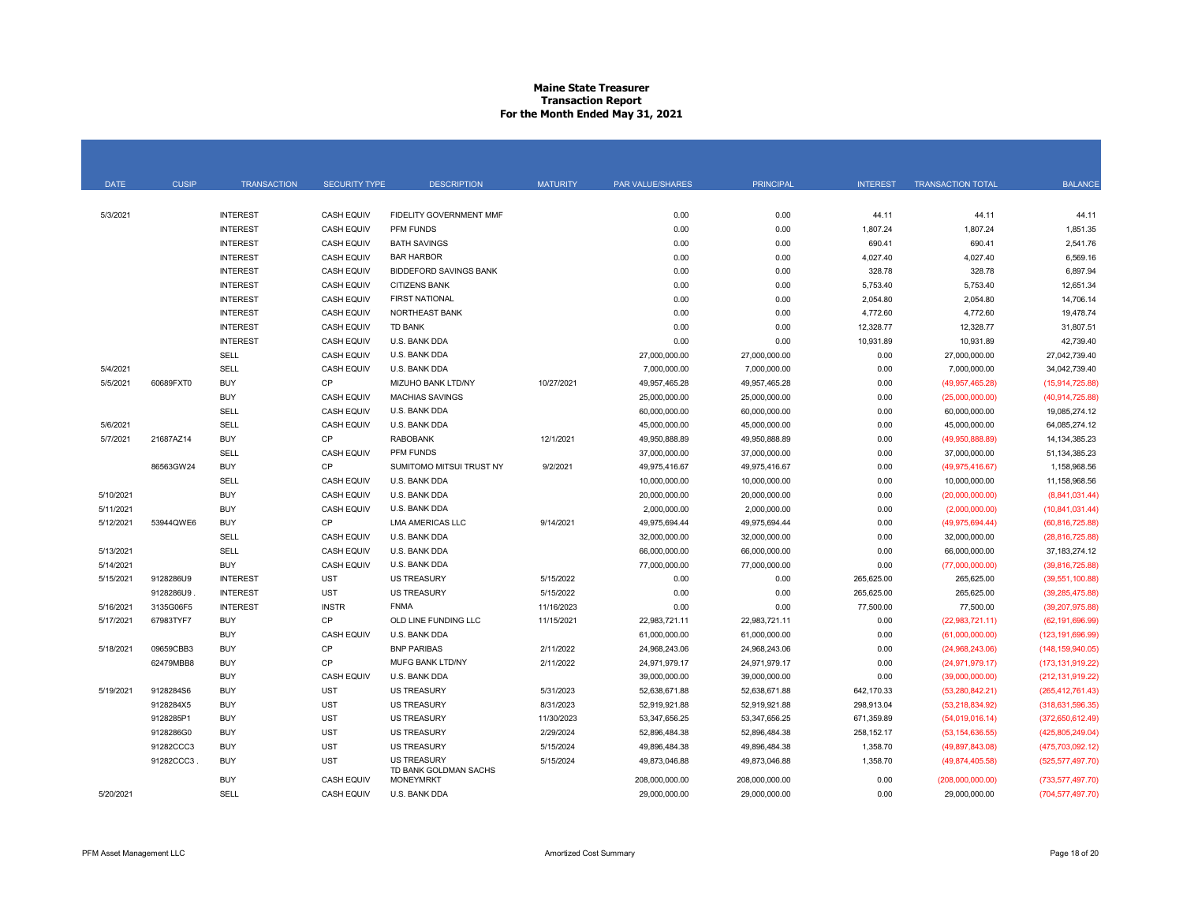# Maine State Treasurer
## Transaction Report
### For the Month Ended May 31, 2021

| DATE | CUSIP | TRANSACTION | SECURITY TYPE | DESCRIPTION | MATURITY | PAR VALUE/SHARES | PRINCIPAL | INTEREST | TRANSACTION TOTAL | BALANCE |
|---|---|---|---|---|---|---|---|---|---|---|
| 5/3/2021 | | INTEREST | CASH EQUIV | FIDELITY GOVERNMENT MMF | | 0.00 | 0.00 | 44.11 | 44.11 | 44.11 |
| | | INTEREST | CASH EQUIV | PFM FUNDS | | 0.00 | 0.00 | 1,807.24 | 1,807.24 | 1,851.35 |
| | | INTEREST | CASH EQUIV | BATH SAVINGS | | 0.00 | 0.00 | 690.41 | 690.41 | 2,541.76 |
| | | INTEREST | CASH EQUIV | BAR HARBOR | | 0.00 | 0.00 | 4,027.40 | 4,027.40 | 6,569.16 |
| | | INTEREST | CASH EQUIV | BIDDEFORD SAVINGS BANK | | 0.00 | 0.00 | 328.78 | 328.78 | 6,897.94 |
| | | INTEREST | CASH EQUIV | CITIZENS BANK | | 0.00 | 0.00 | 5,753.40 | 5,753.40 | 12,651.34 |
| | | INTEREST | CASH EQUIV | FIRST NATIONAL | | 0.00 | 0.00 | 2,054.80 | 2,054.80 | 14,706.14 |
| | | INTEREST | CASH EQUIV | NORTHEAST BANK | | 0.00 | 0.00 | 4,772.60 | 4,772.60 | 19,478.74 |
| | | INTEREST | CASH EQUIV | TD BANK | | 0.00 | 0.00 | 12,328.77 | 12,328.77 | 31,807.51 |
| | | INTEREST | CASH EQUIV | U.S. BANK DDA | | 0.00 | 0.00 | 10,931.89 | 10,931.89 | 42,739.40 |
| | | SELL | CASH EQUIV | U.S. BANK DDA | | 27,000,000.00 | 27,000,000.00 | 0.00 | 27,000,000.00 | 27,042,739.40 |
| 5/4/2021 | | SELL | CASH EQUIV | U.S. BANK DDA | | 7,000,000.00 | 7,000,000.00 | 0.00 | 7,000,000.00 | 34,042,739.40 |
| 5/5/2021 | 60689FXT0 | BUY | CP | MIZUHO BANK LTD/NY | 10/27/2021 | 49,957,465.28 | 49,957,465.28 | 0.00 | (49,957,465.28) | (15,914,725.88) |
| | | BUY | CASH EQUIV | MACHIAS SAVINGS | | 25,000,000.00 | 25,000,000.00 | 0.00 | (25,000,000.00) | (40,914,725.88) |
| | | SELL | CASH EQUIV | U.S. BANK DDA | | 60,000,000.00 | 60,000,000.00 | 0.00 | 60,000,000.00 | 19,085,274.12 |
| 5/6/2021 | | SELL | CASH EQUIV | U.S. BANK DDA | | 45,000,000.00 | 45,000,000.00 | 0.00 | 45,000,000.00 | 64,085,274.12 |
| 5/7/2021 | 21687AZ14 | BUY | CP | RABOBANK | 12/1/2021 | 49,950,888.89 | 49,950,888.89 | 0.00 | (49,950,888.89) | 14,134,385.23 |
| | | SELL | CASH EQUIV | PFM FUNDS | | 37,000,000.00 | 37,000,000.00 | 0.00 | 37,000,000.00 | 51,134,385.23 |
| | 86563GW24 | BUY | CP | SUMITOMO MITSUI TRUST NY | 9/2/2021 | 49,975,416.67 | 49,975,416.67 | 0.00 | (49,975,416.67) | 1,158,968.56 |
| | | SELL | CASH EQUIV | U.S. BANK DDA | | 10,000,000.00 | 10,000,000.00 | 0.00 | 10,000,000.00 | 11,158,968.56 |
| 5/10/2021 | | BUY | CASH EQUIV | U.S. BANK DDA | | 20,000,000.00 | 20,000,000.00 | 0.00 | (20,000,000.00) | (8,841,031.44) |
| 5/11/2021 | | BUY | CASH EQUIV | U.S. BANK DDA | | 2,000,000.00 | 2,000,000.00 | 0.00 | (2,000,000.00) | (10,841,031.44) |
| 5/12/2021 | 53944QWE6 | BUY | CP | LMA AMERICAS LLC | 9/14/2021 | 49,975,694.44 | 49,975,694.44 | 0.00 | (49,975,694.44) | (60,816,725.88) |
| | | SELL | CASH EQUIV | U.S. BANK DDA | | 32,000,000.00 | 32,000,000.00 | 0.00 | 32,000,000.00 | (28,816,725.88) |
| 5/13/2021 | | SELL | CASH EQUIV | U.S. BANK DDA | | 66,000,000.00 | 66,000,000.00 | 0.00 | 66,000,000.00 | 37,183,274.12 |
| 5/14/2021 | | BUY | CASH EQUIV | U.S. BANK DDA | | 77,000,000.00 | 77,000,000.00 | 0.00 | (77,000,000.00) | (39,816,725.88) |
| 5/15/2021 | 9128286U9 | INTEREST | UST | US TREASURY | 5/15/2022 | 0.00 | 0.00 | 265,625.00 | 265,625.00 | (39,551,100.88) |
| | 9128286U9 . | INTEREST | UST | US TREASURY | 5/15/2022 | 0.00 | 0.00 | 265,625.00 | 265,625.00 | (39,285,475.88) |
| 5/16/2021 | 3135G06F5 | INTEREST | INSTR | FNMA | 11/16/2023 | 0.00 | 0.00 | 77,500.00 | 77,500.00 | (39,207,975.88) |
| 5/17/2021 | 67983TYF7 | BUY | CP | OLD LINE FUNDING LLC | 11/15/2021 | 22,983,721.11 | 22,983,721.11 | 0.00 | (22,983,721.11) | (62,191,696.99) |
| | | BUY | CASH EQUIV | U.S. BANK DDA | | 61,000,000.00 | 61,000,000.00 | 0.00 | (61,000,000.00) | (123,191,696.99) |
| 5/18/2021 | 09659CBB3 | BUY | CP | BNP PARIBAS | 2/11/2022 | 24,968,243.06 | 24,968,243.06 | 0.00 | (24,968,243.06) | (148,159,940.05) |
| | 62479MBB8 | BUY | CP | MUFG BANK LTD/NY | 2/11/2022 | 24,971,979.17 | 24,971,979.17 | 0.00 | (24,971,979.17) | (173,131,919.22) |
| | | BUY | CASH EQUIV | U.S. BANK DDA | | 39,000,000.00 | 39,000,000.00 | 0.00 | (39,000,000.00) | (212,131,919.22) |
| 5/19/2021 | 9128284S6 | BUY | UST | US TREASURY | 5/31/2023 | 52,638,671.88 | 52,638,671.88 | 642,170.33 | (53,280,842.21) | (265,412,761.43) |
| | 9128284X5 | BUY | UST | US TREASURY | 8/31/2023 | 52,919,921.88 | 52,919,921.88 | 298,913.04 | (53,218,834.92) | (318,631,596.35) |
| | 9128285P1 | BUY | UST | US TREASURY | 11/30/2023 | 53,347,656.25 | 53,347,656.25 | 671,359.89 | (54,019,016.14) | (372,650,612.49) |
| | 9128286G0 | BUY | UST | US TREASURY | 2/29/2024 | 52,896,484.38 | 52,896,484.38 | 258,152.17 | (53,154,636.55) | (425,805,249.04) |
| | 91282CCC3 | BUY | UST | US TREASURY | 5/15/2024 | 49,896,484.38 | 49,896,484.38 | 1,358.70 | (49,897,843.08) | (475,703,092.12) |
| | 91282CCC3 . | BUY | UST | US TREASURY | 5/15/2024 | 49,873,046.88 | 49,873,046.88 | 1,358.70 | (49,874,405.58) | (525,577,497.70) |
| | | BUY | CASH EQUIV | TD BANK GOLDMAN SACHS MONEYMRKT | | 208,000,000.00 | 208,000,000.00 | 0.00 | (208,000,000.00) | (733,577,497.70) |
| 5/20/2021 | | SELL | CASH EQUIV | U.S. BANK DDA | | 29,000,000.00 | 29,000,000.00 | 0.00 | 29,000,000.00 | (704,577,497.70) |

PFM Asset Management LLC

Amortized Cost Summary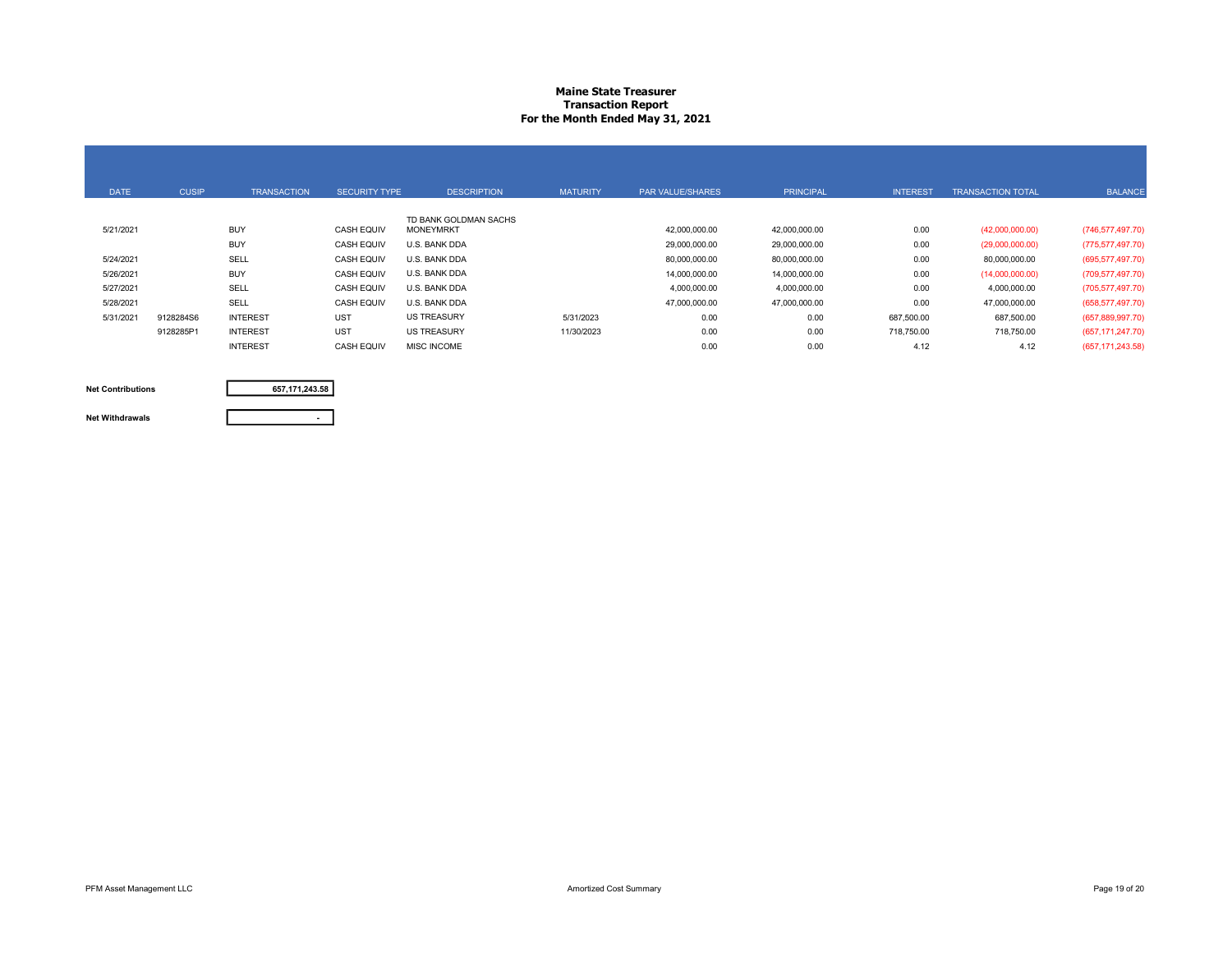**Maine State Treasurer**
**Transaction Report**
**For the Month Ended May 31, 2021**

| DATE | CUSIP | TRANSACTION | SECURITY TYPE | DESCRIPTION | MATURITY | PAR VALUE/SHARES | PRINCIPAL | INTEREST | TRANSACTION TOTAL | BALANCE |
|---|---|---|---|---|---|---|---|---|---|---|
| 5/21/2021 | | BUY | CASH EQUIV | TD BANK GOLDMAN SACHS MONEYMRKT | | 42,000,000.00 | 42,000,000.00 | 0.00 | (42,000,000.00) | (746,577,497.70) |
| | | BUY | CASH EQUIV | U.S. BANK DDA | | 29,000,000.00 | 29,000,000.00 | 0.00 | (29,000,000.00) | (775,577,497.70) |
| 5/24/2021 | | SELL | CASH EQUIV | U.S. BANK DDA | | 80,000,000.00 | 80,000,000.00 | 0.00 | 80,000,000.00 | (695,577,497.70) |
| 5/26/2021 | | BUY | CASH EQUIV | U.S. BANK DDA | | 14,000,000.00 | 14,000,000.00 | 0.00 | (14,000,000.00) | (709,577,497.70) |
| 5/27/2021 | | SELL | CASH EQUIV | U.S. BANK DDA | | 4,000,000.00 | 4,000,000.00 | 0.00 | 4,000,000.00 | (705,577,497.70) |
| 5/28/2021 | | SELL | CASH EQUIV | U.S. BANK DDA | | 47,000,000.00 | 47,000,000.00 | 0.00 | 47,000,000.00 | (658,577,497.70) |
| 5/31/2021 | 9128284S6 | INTEREST | UST | US TREASURY | 5/31/2023 | 0.00 | 0.00 | 687,500.00 | 687,500.00 | (657,889,997.70) |
| | 9128285P1 | INTEREST | UST | US TREASURY | 11/30/2023 | 0.00 | 0.00 | 718,750.00 | 718,750.00 | (657,171,247.70) |
| | | INTEREST | CASH EQUIV | MISC INCOME | | 0.00 | 0.00 | 4.12 | 4.12 | (657,171,243.58) |

| | |
|---|---|
| **Net Contributions** | 657,171,243.58 |
| **Net Withdrawals** | - |

PFM Asset Management LLC

Amortized Cost Summary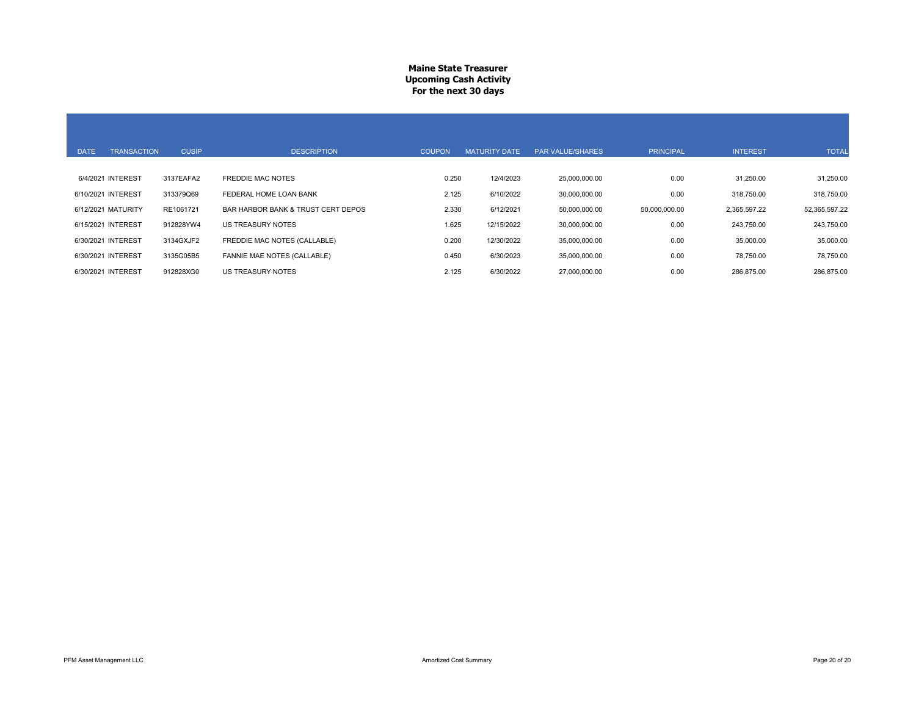**Maine State Treasurer**
**Upcoming Cash Activity**
**For the next 30 days**

| DATE | TRANSACTION | CUSIP | DESCRIPTION | COUPON | MATURITY DATE | PAR VALUE/SHARES | PRINCIPAL | INTEREST | TOTAL |
|---|---|---|---|---|---|---|---|---|---|
| 6/4/2021 | INTEREST | 3137EAFA2 | FREDDIE MAC NOTES | 0.250 | 12/4/2023 | 25,000,000.00 | 0.00 | 31,250.00 | 31,250.00 |
| 6/10/2021 | INTEREST | 313379Q69 | FEDERAL HOME LOAN BANK | 2.125 | 6/10/2022 | 30,000,000.00 | 0.00 | 318,750.00 | 318,750.00 |
| 6/12/2021 | MATURITY | RE1061721 | BAR HARBOR BANK & TRUST CERT DEPOS | 2.330 | 6/12/2021 | 50,000,000.00 | 50,000,000.00 | 2,365,597.22 | 52,365,597.22 |
| 6/15/2021 | INTEREST | 912828YW4 | US TREASURY NOTES | 1.625 | 12/15/2022 | 30,000,000.00 | 0.00 | 243,750.00 | 243,750.00 |
| 6/30/2021 | INTEREST | 3134GXJF2 | FREDDIE MAC NOTES (CALLABLE) | 0.200 | 12/30/2022 | 35,000,000.00 | 0.00 | 35,000.00 | 35,000.00 |
| 6/30/2021 | INTEREST | 3135G05B5 | FANNIE MAE NOTES (CALLABLE) | 0.450 | 6/30/2023 | 35,000,000.00 | 0.00 | 78,750.00 | 78,750.00 |
| 6/30/2021 | INTEREST | 912828XG0 | US TREASURY NOTES | 2.125 | 6/30/2022 | 27,000,000.00 | 0.00 | 286,875.00 | 286,875.00 |